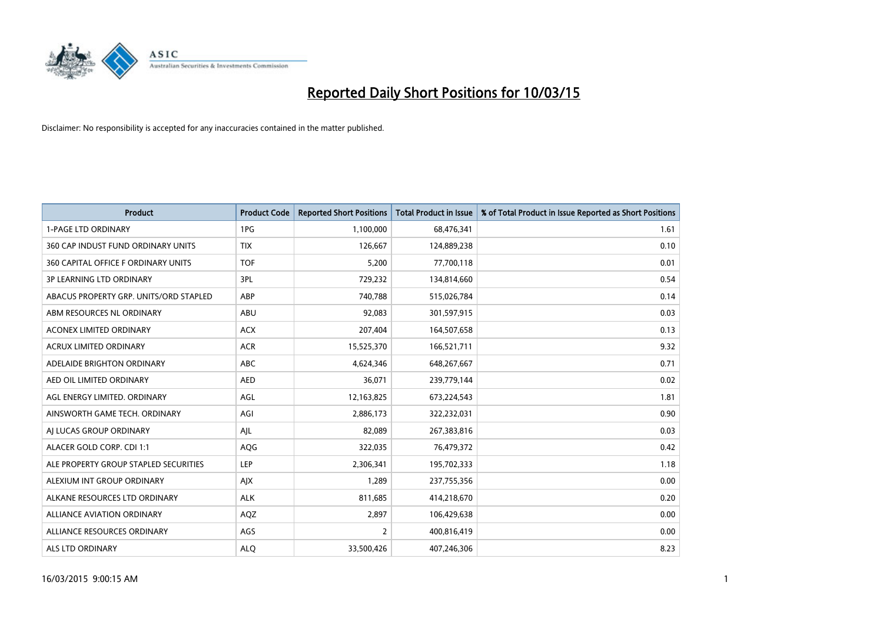# Reported Daily Short Positions for 10/03/15

Disclaimer: No responsibility is accepted for any inaccuracies contained in the matter published.

| Product | Product Code | Reported Short Positions | Total Product in Issue | % of Total Product in Issue Reported as Short Positions |
|---|---|---|---|---|
| 1-PAGE LTD ORDINARY | 1PG | 1,100,000 | 68,476,341 | 1.61 |
| 360 CAP INDUST FUND ORDINARY UNITS | TIX | 126,667 | 124,889,238 | 0.10 |
| 360 CAPITAL OFFICE F ORDINARY UNITS | TOF | 5,200 | 77,700,118 | 0.01 |
| 3P LEARNING LTD ORDINARY | 3PL | 729,232 | 134,814,660 | 0.54 |
| ABACUS PROPERTY GRP. UNITS/ORD STAPLED | ABP | 740,788 | 515,026,784 | 0.14 |
| ABM RESOURCES NL ORDINARY | ABU | 92,083 | 301,597,915 | 0.03 |
| ACONEX LIMITED ORDINARY | ACX | 207,404 | 164,507,658 | 0.13 |
| ACRUX LIMITED ORDINARY | ACR | 15,525,370 | 166,521,711 | 9.32 |
| ADELAIDE BRIGHTON ORDINARY | ABC | 4,624,346 | 648,267,667 | 0.71 |
| AED OIL LIMITED ORDINARY | AED | 36,071 | 239,779,144 | 0.02 |
| AGL ENERGY LIMITED. ORDINARY | AGL | 12,163,825 | 673,224,543 | 1.81 |
| AINSWORTH GAME TECH. ORDINARY | AGI | 2,886,173 | 322,232,031 | 0.90 |
| AJ LUCAS GROUP ORDINARY | AJL | 82,089 | 267,383,816 | 0.03 |
| ALACER GOLD CORP. CDI 1:1 | AQG | 322,035 | 76,479,372 | 0.42 |
| ALE PROPERTY GROUP STAPLED SECURITIES | LEP | 2,306,341 | 195,702,333 | 1.18 |
| ALEXIUM INT GROUP ORDINARY | AJX | 1,289 | 237,755,356 | 0.00 |
| ALKANE RESOURCES LTD ORDINARY | ALK | 811,685 | 414,218,670 | 0.20 |
| ALLIANCE AVIATION ORDINARY | AQZ | 2,897 | 106,429,638 | 0.00 |
| ALLIANCE RESOURCES ORDINARY | AGS | 2 | 400,816,419 | 0.00 |
| ALS LTD ORDINARY | ALQ | 33,500,426 | 407,246,306 | 8.23 |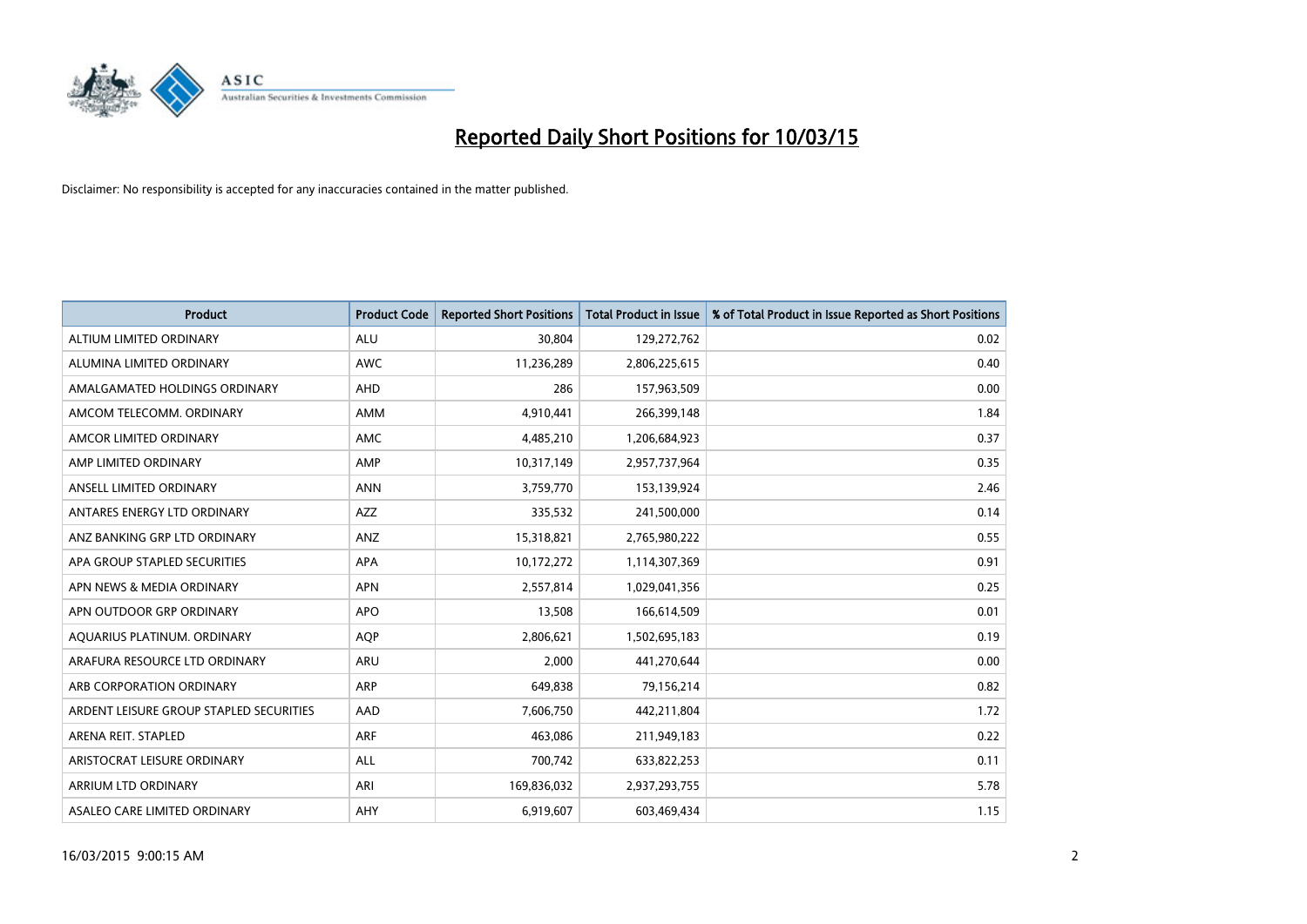# Reported Daily Short Positions for 10/03/15

Disclaimer: No responsibility is accepted for any inaccuracies contained in the matter published.

| Product | Product Code | Reported Short Positions | Total Product in Issue | % of Total Product in Issue Reported as Short Positions |
|---|---|---|---|---|
| ALTIUM LIMITED ORDINARY | ALU | 30,804 | 129,272,762 | 0.02 |
| ALUMINA LIMITED ORDINARY | AWC | 11,236,289 | 2,806,225,615 | 0.40 |
| AMALGAMATED HOLDINGS ORDINARY | AHD | 286 | 157,963,509 | 0.00 |
| AMCOM TELECOMM. ORDINARY | AMM | 4,910,441 | 266,399,148 | 1.84 |
| AMCOR LIMITED ORDINARY | AMC | 4,485,210 | 1,206,684,923 | 0.37 |
| AMP LIMITED ORDINARY | AMP | 10,317,149 | 2,957,737,964 | 0.35 |
| ANSELL LIMITED ORDINARY | ANN | 3,759,770 | 153,139,924 | 2.46 |
| ANTARES ENERGY LTD ORDINARY | AZZ | 335,532 | 241,500,000 | 0.14 |
| ANZ BANKING GRP LTD ORDINARY | ANZ | 15,318,821 | 2,765,980,222 | 0.55 |
| APA GROUP STAPLED SECURITIES | APA | 10,172,272 | 1,114,307,369 | 0.91 |
| APN NEWS & MEDIA ORDINARY | APN | 2,557,814 | 1,029,041,356 | 0.25 |
| APN OUTDOOR GRP ORDINARY | APO | 13,508 | 166,614,509 | 0.01 |
| AQUARIUS PLATINUM. ORDINARY | AQP | 2,806,621 | 1,502,695,183 | 0.19 |
| ARAFURA RESOURCE LTD ORDINARY | ARU | 2,000 | 441,270,644 | 0.00 |
| ARB CORPORATION ORDINARY | ARP | 649,838 | 79,156,214 | 0.82 |
| ARDENT LEISURE GROUP STAPLED SECURITIES | AAD | 7,606,750 | 442,211,804 | 1.72 |
| ARENA REIT. STAPLED | ARF | 463,086 | 211,949,183 | 0.22 |
| ARISTOCRAT LEISURE ORDINARY | ALL | 700,742 | 633,822,253 | 0.11 |
| ARRIUM LTD ORDINARY | ARI | 169,836,032 | 2,937,293,755 | 5.78 |
| ASALEO CARE LIMITED ORDINARY | AHY | 6,919,607 | 603,469,434 | 1.15 |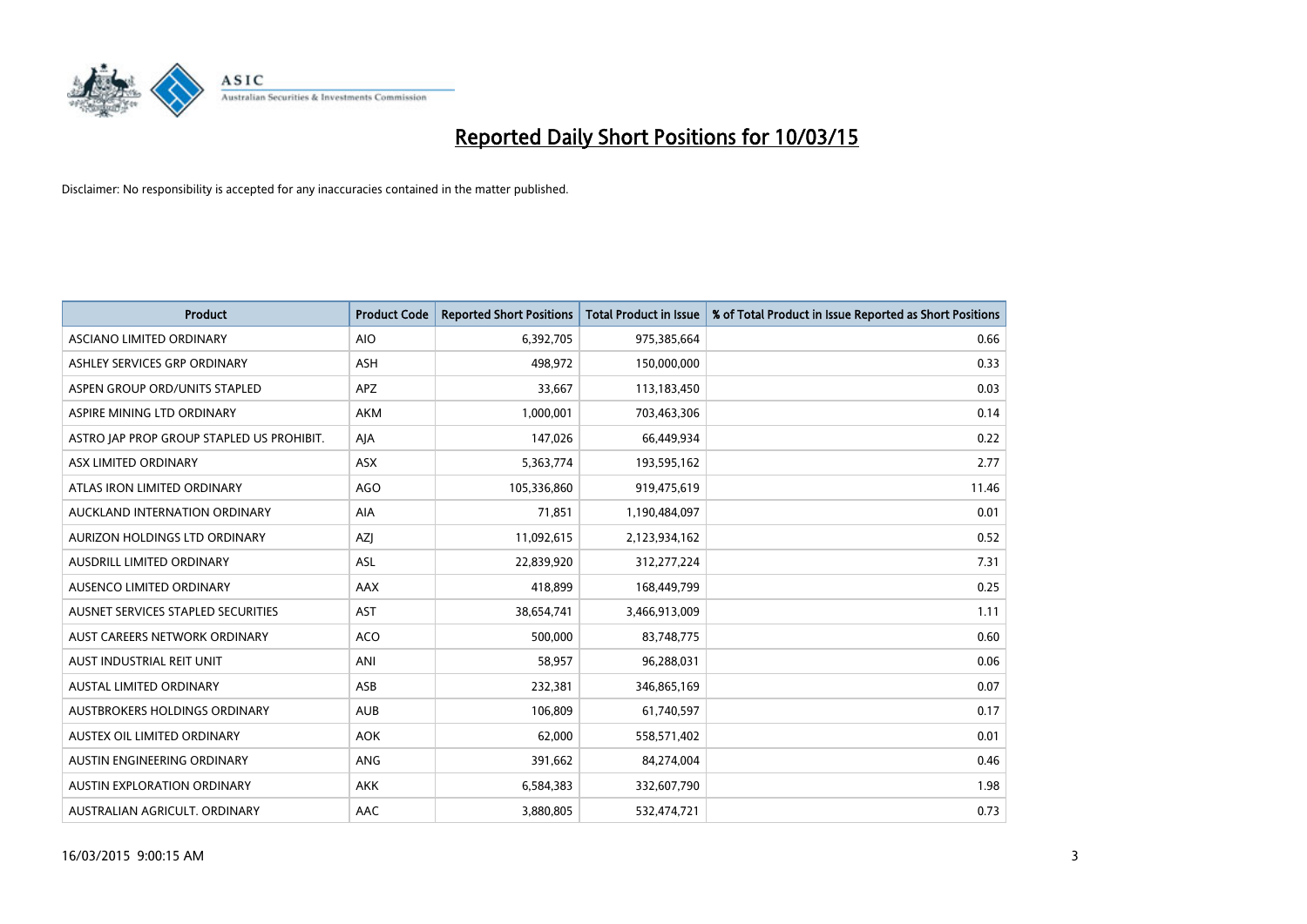# Reported Daily Short Positions for 10/03/15

Disclaimer: No responsibility is accepted for any inaccuracies contained in the matter published.

| Product | Product Code | Reported Short Positions | Total Product in Issue | % of Total Product in Issue Reported as Short Positions |
|---|---|---|---|---|
| ASCIANO LIMITED ORDINARY | AIO | 6,392,705 | 975,385,664 | 0.66 |
| ASHLEY SERVICES GRP ORDINARY | ASH | 498,972 | 150,000,000 | 0.33 |
| ASPEN GROUP ORD/UNITS STAPLED | APZ | 33,667 | 113,183,450 | 0.03 |
| ASPIRE MINING LTD ORDINARY | AKM | 1,000,001 | 703,463,306 | 0.14 |
| ASTRO JAP PROP GROUP STAPLED US PROHIBIT. | AJA | 147,026 | 66,449,934 | 0.22 |
| ASX LIMITED ORDINARY | ASX | 5,363,774 | 193,595,162 | 2.77 |
| ATLAS IRON LIMITED ORDINARY | AGO | 105,336,860 | 919,475,619 | 11.46 |
| AUCKLAND INTERNATION ORDINARY | AIA | 71,851 | 1,190,484,097 | 0.01 |
| AURIZON HOLDINGS LTD ORDINARY | AZJ | 11,092,615 | 2,123,934,162 | 0.52 |
| AUSDRILL LIMITED ORDINARY | ASL | 22,839,920 | 312,277,224 | 7.31 |
| AUSENCO LIMITED ORDINARY | AAX | 418,899 | 168,449,799 | 0.25 |
| AUSNET SERVICES STAPLED SECURITIES | AST | 38,654,741 | 3,466,913,009 | 1.11 |
| AUST CAREERS NETWORK ORDINARY | ACO | 500,000 | 83,748,775 | 0.60 |
| AUST INDUSTRIAL REIT UNIT | ANI | 58,957 | 96,288,031 | 0.06 |
| AUSTAL LIMITED ORDINARY | ASB | 232,381 | 346,865,169 | 0.07 |
| AUSTBROKERS HOLDINGS ORDINARY | AUB | 106,809 | 61,740,597 | 0.17 |
| AUSTEX OIL LIMITED ORDINARY | AOK | 62,000 | 558,571,402 | 0.01 |
| AUSTIN ENGINEERING ORDINARY | ANG | 391,662 | 84,274,004 | 0.46 |
| AUSTIN EXPLORATION ORDINARY | AKK | 6,584,383 | 332,607,790 | 1.98 |
| AUSTRALIAN AGRICULT. ORDINARY | AAC | 3,880,805 | 532,474,721 | 0.73 |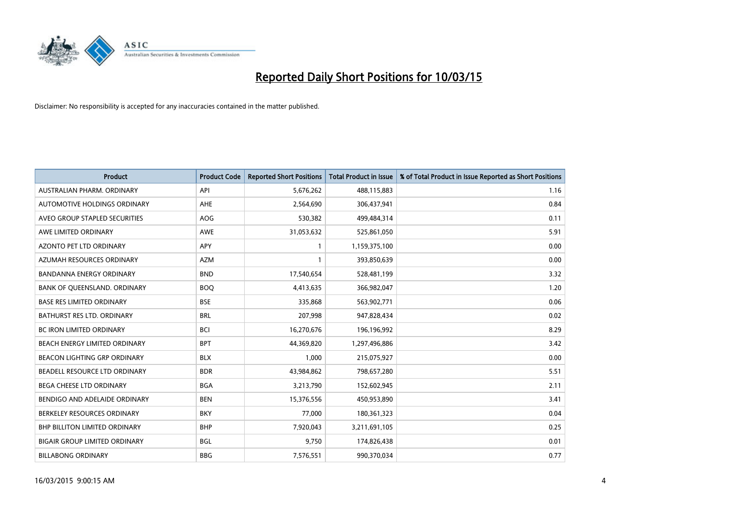# Reported Daily Short Positions for 10/03/15

Disclaimer: No responsibility is accepted for any inaccuracies contained in the matter published.

| Product | Product Code | Reported Short Positions | Total Product in Issue | % of Total Product in Issue Reported as Short Positions |
|---|---|---|---|---|
| AUSTRALIAN PHARM. ORDINARY | API | 5,676,262 | 488,115,883 | 1.16 |
| AUTOMOTIVE HOLDINGS ORDINARY | AHE | 2,564,690 | 306,437,941 | 0.84 |
| AVEO GROUP STAPLED SECURITIES | AOG | 530,382 | 499,484,314 | 0.11 |
| AWE LIMITED ORDINARY | AWE | 31,053,632 | 525,861,050 | 5.91 |
| AZONTO PET LTD ORDINARY | APY | 1 | 1,159,375,100 | 0.00 |
| AZUMAH RESOURCES ORDINARY | AZM | 1 | 393,850,639 | 0.00 |
| BANDANNA ENERGY ORDINARY | BND | 17,540,654 | 528,481,199 | 3.32 |
| BANK OF QUEENSLAND. ORDINARY | BOQ | 4,413,635 | 366,982,047 | 1.20 |
| BASE RES LIMITED ORDINARY | BSE | 335,868 | 563,902,771 | 0.06 |
| BATHURST RES LTD. ORDINARY | BRL | 207,998 | 947,828,434 | 0.02 |
| BC IRON LIMITED ORDINARY | BCI | 16,270,676 | 196,196,992 | 8.29 |
| BEACH ENERGY LIMITED ORDINARY | BPT | 44,369,820 | 1,297,496,886 | 3.42 |
| BEACON LIGHTING GRP ORDINARY | BLX | 1,000 | 215,075,927 | 0.00 |
| BEADELL RESOURCE LTD ORDINARY | BDR | 43,984,862 | 798,657,280 | 5.51 |
| BEGA CHEESE LTD ORDINARY | BGA | 3,213,790 | 152,602,945 | 2.11 |
| BENDIGO AND ADELAIDE ORDINARY | BEN | 15,376,556 | 450,953,890 | 3.41 |
| BERKELEY RESOURCES ORDINARY | BKY | 77,000 | 180,361,323 | 0.04 |
| BHP BILLITON LIMITED ORDINARY | BHP | 7,920,043 | 3,211,691,105 | 0.25 |
| BIGAIR GROUP LIMITED ORDINARY | BGL | 9,750 | 174,826,438 | 0.01 |
| BILLABONG ORDINARY | BBG | 7,576,551 | 990,370,034 | 0.77 |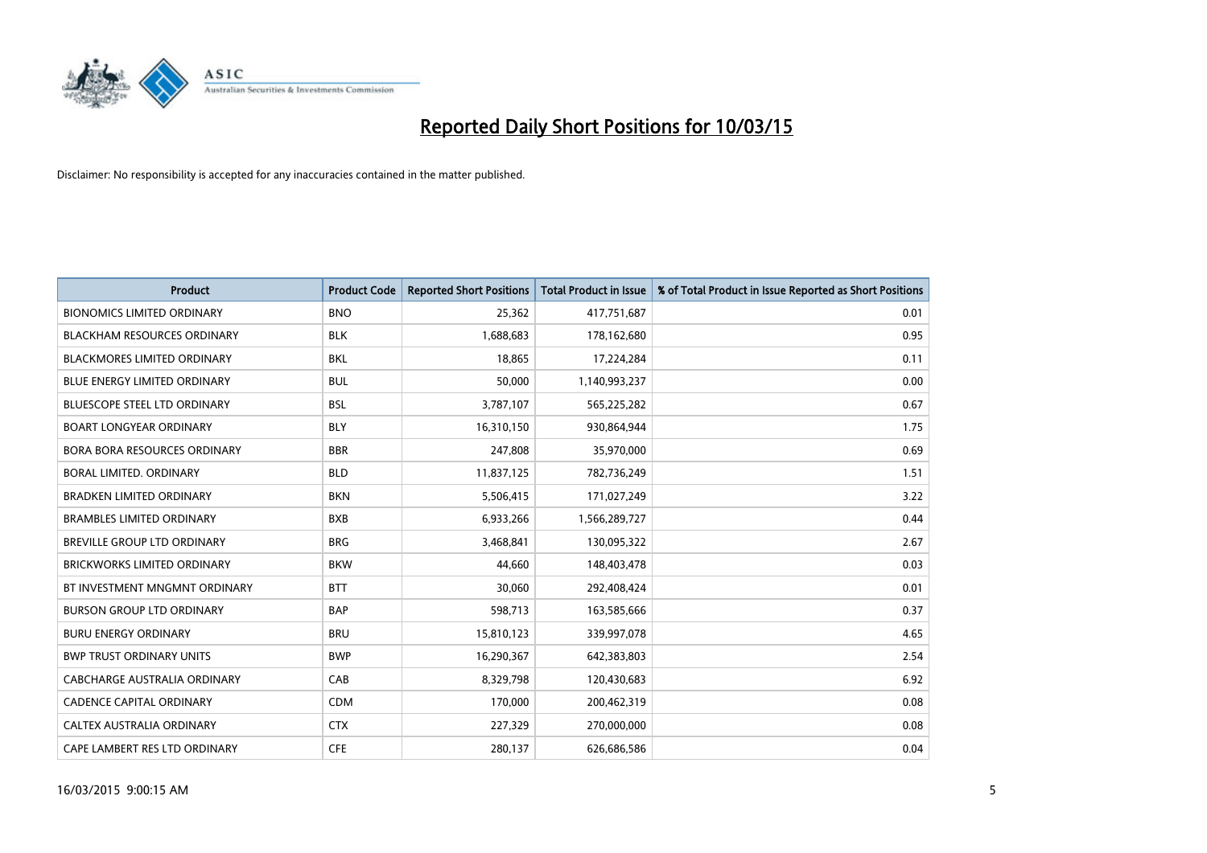# Reported Daily Short Positions for 10/03/15

Disclaimer: No responsibility is accepted for any inaccuracies contained in the matter published.

| Product | Product Code | Reported Short Positions | Total Product in Issue | % of Total Product in Issue Reported as Short Positions |
|---|---|---|---|---|
| BIONOMICS LIMITED ORDINARY | BNO | 25,362 | 417,751,687 | 0.01 |
| BLACKHAM RESOURCES ORDINARY | BLK | 1,688,683 | 178,162,680 | 0.95 |
| BLACKMORES LIMITED ORDINARY | BKL | 18,865 | 17,224,284 | 0.11 |
| BLUE ENERGY LIMITED ORDINARY | BUL | 50,000 | 1,140,993,237 | 0.00 |
| BLUESCOPE STEEL LTD ORDINARY | BSL | 3,787,107 | 565,225,282 | 0.67 |
| BOART LONGYEAR ORDINARY | BLY | 16,310,150 | 930,864,944 | 1.75 |
| BORA BORA RESOURCES ORDINARY | BBR | 247,808 | 35,970,000 | 0.69 |
| BORAL LIMITED. ORDINARY | BLD | 11,837,125 | 782,736,249 | 1.51 |
| BRADKEN LIMITED ORDINARY | BKN | 5,506,415 | 171,027,249 | 3.22 |
| BRAMBLES LIMITED ORDINARY | BXB | 6,933,266 | 1,566,289,727 | 0.44 |
| BREVILLE GROUP LTD ORDINARY | BRG | 3,468,841 | 130,095,322 | 2.67 |
| BRICKWORKS LIMITED ORDINARY | BKW | 44,660 | 148,403,478 | 0.03 |
| BT INVESTMENT MNGMNT ORDINARY | BTT | 30,060 | 292,408,424 | 0.01 |
| BURSON GROUP LTD ORDINARY | BAP | 598,713 | 163,585,666 | 0.37 |
| BURU ENERGY ORDINARY | BRU | 15,810,123 | 339,997,078 | 4.65 |
| BWP TRUST ORDINARY UNITS | BWP | 16,290,367 | 642,383,803 | 2.54 |
| CABCHARGE AUSTRALIA ORDINARY | CAB | 8,329,798 | 120,430,683 | 6.92 |
| CADENCE CAPITAL ORDINARY | CDM | 170,000 | 200,462,319 | 0.08 |
| CALTEX AUSTRALIA ORDINARY | CTX | 227,329 | 270,000,000 | 0.08 |
| CAPE LAMBERT RES LTD ORDINARY | CFE | 280,137 | 626,686,586 | 0.04 |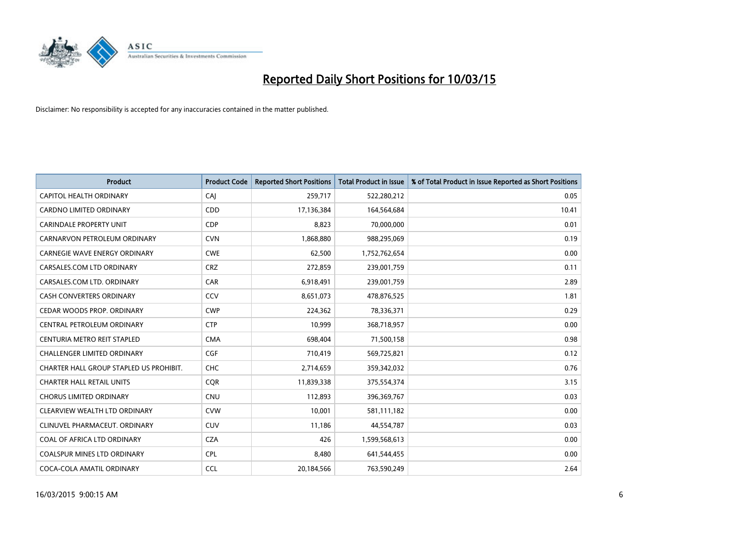# Reported Daily Short Positions for 10/03/15

Disclaimer: No responsibility is accepted for any inaccuracies contained in the matter published.

| Product | Product Code | Reported Short Positions | Total Product in Issue | % of Total Product in Issue Reported as Short Positions |
|---|---|---|---|---|
| CAPITOL HEALTH ORDINARY | CAJ | 259,717 | 522,280,212 | 0.05 |
| CARDNO LIMITED ORDINARY | CDD | 17,136,384 | 164,564,684 | 10.41 |
| CARINDALE PROPERTY UNIT | CDP | 8,823 | 70,000,000 | 0.01 |
| CARNARVON PETROLEUM ORDINARY | CVN | 1,868,880 | 988,295,069 | 0.19 |
| CARNEGIE WAVE ENERGY ORDINARY | CWE | 62,500 | 1,752,762,654 | 0.00 |
| CARSALES.COM LTD ORDINARY | CRZ | 272,859 | 239,001,759 | 0.11 |
| CARSALES.COM LTD. ORDINARY | CAR | 6,918,491 | 239,001,759 | 2.89 |
| CASH CONVERTERS ORDINARY | CCV | 8,651,073 | 478,876,525 | 1.81 |
| CEDAR WOODS PROP. ORDINARY | CWP | 224,362 | 78,336,371 | 0.29 |
| CENTRAL PETROLEUM ORDINARY | CTP | 10,999 | 368,718,957 | 0.00 |
| CENTURIA METRO REIT STAPLED | CMA | 698,404 | 71,500,158 | 0.98 |
| CHALLENGER LIMITED ORDINARY | CGF | 710,419 | 569,725,821 | 0.12 |
| CHARTER HALL GROUP STAPLED US PROHIBIT. | CHC | 2,714,659 | 359,342,032 | 0.76 |
| CHARTER HALL RETAIL UNITS | CQR | 11,839,338 | 375,554,374 | 3.15 |
| CHORUS LIMITED ORDINARY | CNU | 112,893 | 396,369,767 | 0.03 |
| CLEARVIEW WEALTH LTD ORDINARY | CVW | 10,001 | 581,111,182 | 0.00 |
| CLINUVEL PHARMACEUT. ORDINARY | CUV | 11,186 | 44,554,787 | 0.03 |
| COAL OF AFRICA LTD ORDINARY | CZA | 426 | 1,599,568,613 | 0.00 |
| COALSPUR MINES LTD ORDINARY | CPL | 8,480 | 641,544,455 | 0.00 |
| COCA-COLA AMATIL ORDINARY | CCL | 20,184,566 | 763,590,249 | 2.64 |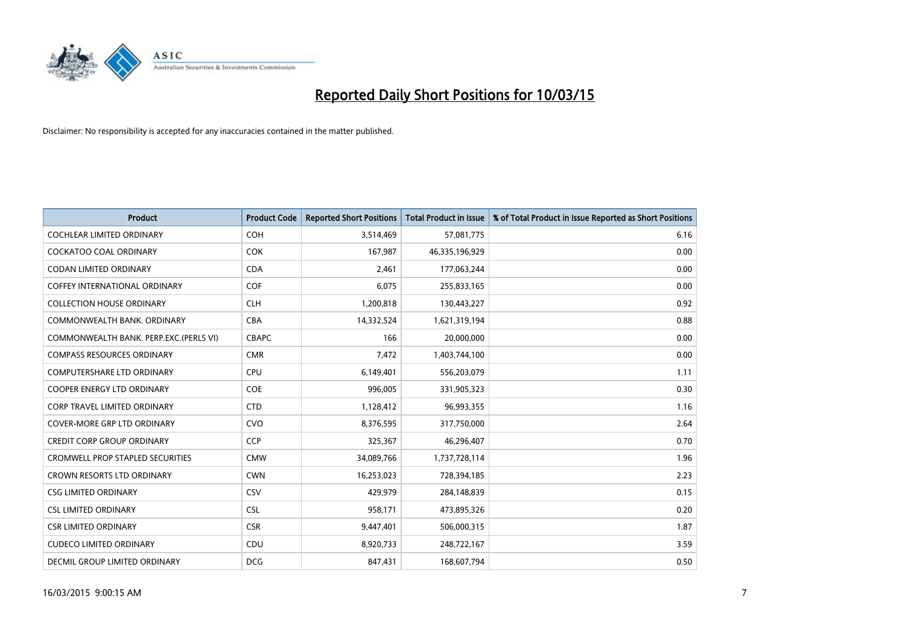# Reported Daily Short Positions for 10/03/15

Disclaimer: No responsibility is accepted for any inaccuracies contained in the matter published.

| Product | Product Code | Reported Short Positions | Total Product in Issue | % of Total Product in Issue Reported as Short Positions |
| --- | --- | --- | --- | --- |
| COCHLEAR LIMITED ORDINARY | COH | 3,514,469 | 57,081,775 | 6.16 |
| COCKATOO COAL ORDINARY | COK | 167,987 | 46,335,196,929 | 0.00 |
| CODAN LIMITED ORDINARY | CDA | 2,461 | 177,063,244 | 0.00 |
| COFFEY INTERNATIONAL ORDINARY | COF | 6,075 | 255,833,165 | 0.00 |
| COLLECTION HOUSE ORDINARY | CLH | 1,200,818 | 130,443,227 | 0.92 |
| COMMONWEALTH BANK. ORDINARY | CBA | 14,332,524 | 1,621,319,194 | 0.88 |
| COMMONWEALTH BANK. PERP.EXC.(PERLS VI) | CBAPC | 166 | 20,000,000 | 0.00 |
| COMPASS RESOURCES ORDINARY | CMR | 7,472 | 1,403,744,100 | 0.00 |
| COMPUTERSHARE LTD ORDINARY | CPU | 6,149,401 | 556,203,079 | 1.11 |
| COOPER ENERGY LTD ORDINARY | COE | 996,005 | 331,905,323 | 0.30 |
| CORP TRAVEL LIMITED ORDINARY | CTD | 1,128,412 | 96,993,355 | 1.16 |
| COVER-MORE GRP LTD ORDINARY | CVO | 8,376,595 | 317,750,000 | 2.64 |
| CREDIT CORP GROUP ORDINARY | CCP | 325,367 | 46,296,407 | 0.70 |
| CROMWELL PROP STAPLED SECURITIES | CMW | 34,089,766 | 1,737,728,114 | 1.96 |
| CROWN RESORTS LTD ORDINARY | CWN | 16,253,023 | 728,394,185 | 2.23 |
| CSG LIMITED ORDINARY | CSV | 429,979 | 284,148,839 | 0.15 |
| CSL LIMITED ORDINARY | CSL | 958,171 | 473,895,326 | 0.20 |
| CSR LIMITED ORDINARY | CSR | 9,447,401 | 506,000,315 | 1.87 |
| CUDECO LIMITED ORDINARY | CDU | 8,920,733 | 248,722,167 | 3.59 |
| DECMIL GROUP LIMITED ORDINARY | DCG | 847,431 | 168,607,794 | 0.50 |

16/03/2015 9:00:15 AM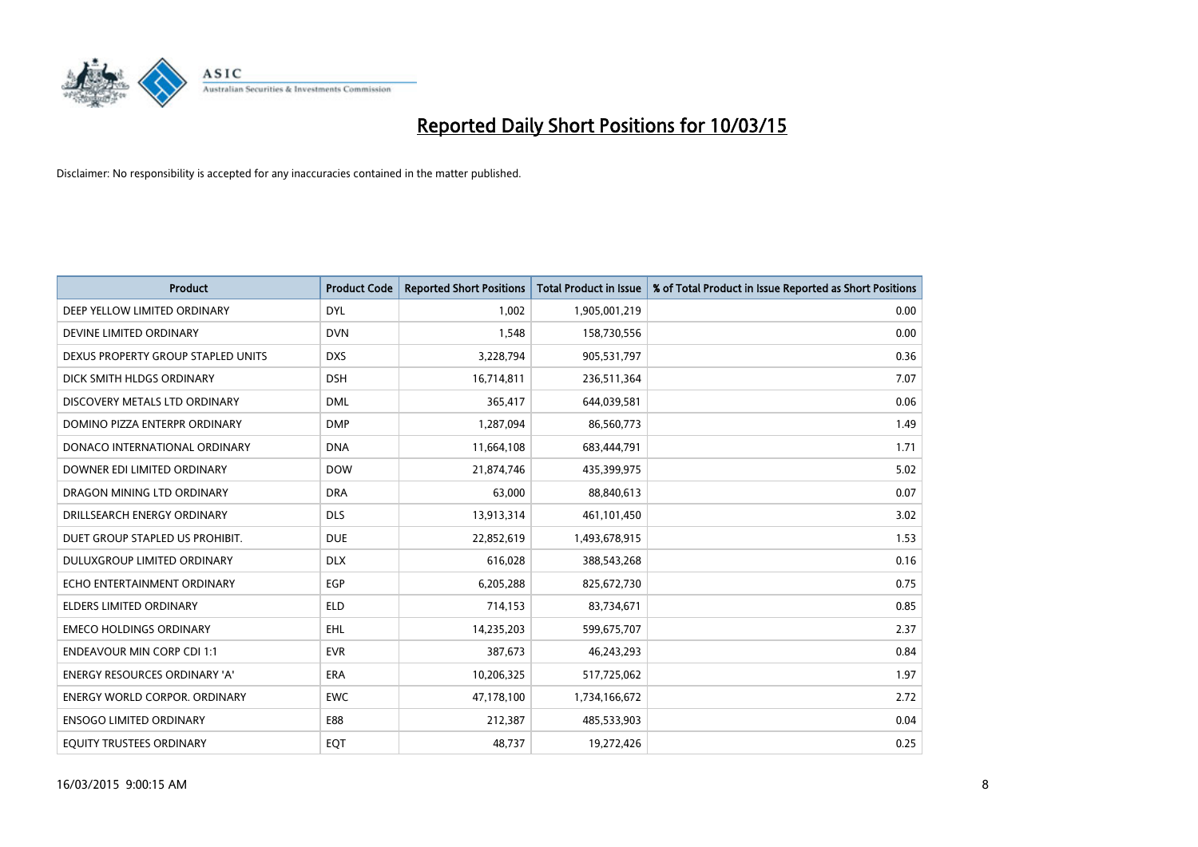# Reported Daily Short Positions for 10/03/15

Disclaimer: No responsibility is accepted for any inaccuracies contained in the matter published.

| Product | Product Code | Reported Short Positions | Total Product in Issue | % of Total Product in Issue Reported as Short Positions |
|---|---|---|---|---|
| DEEP YELLOW LIMITED ORDINARY | DYL | 1,002 | 1,905,001,219 | 0.00 |
| DEVINE LIMITED ORDINARY | DVN | 1,548 | 158,730,556 | 0.00 |
| DEXUS PROPERTY GROUP STAPLED UNITS | DXS | 3,228,794 | 905,531,797 | 0.36 |
| DICK SMITH HLDGS ORDINARY | DSH | 16,714,811 | 236,511,364 | 7.07 |
| DISCOVERY METALS LTD ORDINARY | DML | 365,417 | 644,039,581 | 0.06 |
| DOMINO PIZZA ENTERPR ORDINARY | DMP | 1,287,094 | 86,560,773 | 1.49 |
| DONACO INTERNATIONAL ORDINARY | DNA | 11,664,108 | 683,444,791 | 1.71 |
| DOWNER EDI LIMITED ORDINARY | DOW | 21,874,746 | 435,399,975 | 5.02 |
| DRAGON MINING LTD ORDINARY | DRA | 63,000 | 88,840,613 | 0.07 |
| DRILLSEARCH ENERGY ORDINARY | DLS | 13,913,314 | 461,101,450 | 3.02 |
| DUET GROUP STAPLED US PROHIBIT. | DUE | 22,852,619 | 1,493,678,915 | 1.53 |
| DULUXGROUP LIMITED ORDINARY | DLX | 616,028 | 388,543,268 | 0.16 |
| ECHO ENTERTAINMENT ORDINARY | EGP | 6,205,288 | 825,672,730 | 0.75 |
| ELDERS LIMITED ORDINARY | ELD | 714,153 | 83,734,671 | 0.85 |
| EMECO HOLDINGS ORDINARY | EHL | 14,235,203 | 599,675,707 | 2.37 |
| ENDEAVOUR MIN CORP CDI 1:1 | EVR | 387,673 | 46,243,293 | 0.84 |
| ENERGY RESOURCES ORDINARY 'A' | ERA | 10,206,325 | 517,725,062 | 1.97 |
| ENERGY WORLD CORPOR. ORDINARY | EWC | 47,178,100 | 1,734,166,672 | 2.72 |
| ENSOGO LIMITED ORDINARY | E88 | 212,387 | 485,533,903 | 0.04 |
| EQUITY TRUSTEES ORDINARY | EQT | 48,737 | 19,272,426 | 0.25 |

16/03/2015 9:00:15 AM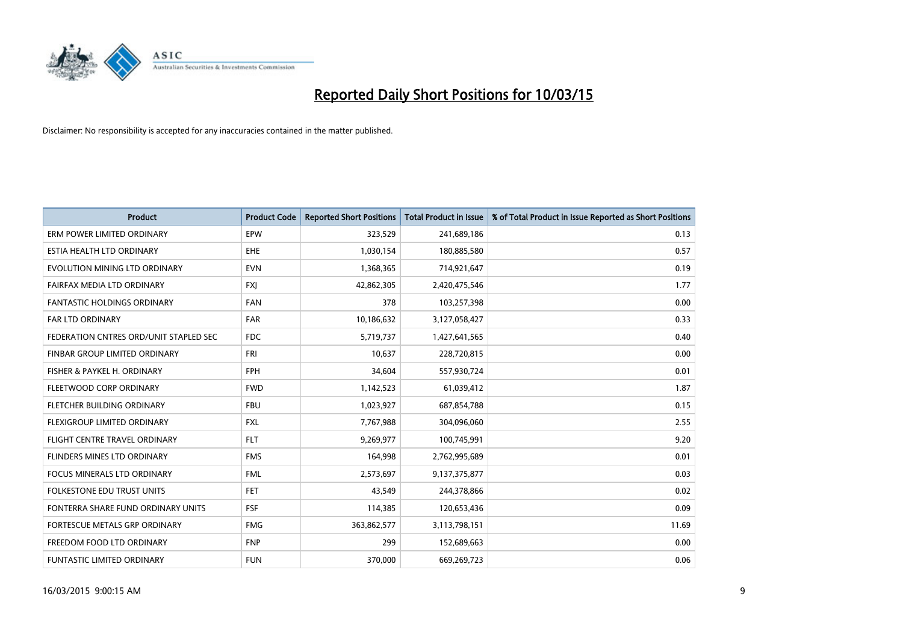# Reported Daily Short Positions for 10/03/15

Disclaimer: No responsibility is accepted for any inaccuracies contained in the matter published.

| Product | Product Code | Reported Short Positions | Total Product in Issue | % of Total Product in Issue Reported as Short Positions |
|---|---|---|---|---|
| ERM POWER LIMITED ORDINARY | EPW | 323,529 | 241,689,186 | 0.13 |
| ESTIA HEALTH LTD ORDINARY | EHE | 1,030,154 | 180,885,580 | 0.57 |
| EVOLUTION MINING LTD ORDINARY | EVN | 1,368,365 | 714,921,647 | 0.19 |
| FAIRFAX MEDIA LTD ORDINARY | FXJ | 42,862,305 | 2,420,475,546 | 1.77 |
| FANTASTIC HOLDINGS ORDINARY | FAN | 378 | 103,257,398 | 0.00 |
| FAR LTD ORDINARY | FAR | 10,186,632 | 3,127,058,427 | 0.33 |
| FEDERATION CNTRES ORD/UNIT STAPLED SEC | FDC | 5,719,737 | 1,427,641,565 | 0.40 |
| FINBAR GROUP LIMITED ORDINARY | FRI | 10,637 | 228,720,815 | 0.00 |
| FISHER & PAYKEL H. ORDINARY | FPH | 34,604 | 557,930,724 | 0.01 |
| FLEETWOOD CORP ORDINARY | FWD | 1,142,523 | 61,039,412 | 1.87 |
| FLETCHER BUILDING ORDINARY | FBU | 1,023,927 | 687,854,788 | 0.15 |
| FLEXIGROUP LIMITED ORDINARY | FXL | 7,767,988 | 304,096,060 | 2.55 |
| FLIGHT CENTRE TRAVEL ORDINARY | FLT | 9,269,977 | 100,745,991 | 9.20 |
| FLINDERS MINES LTD ORDINARY | FMS | 164,998 | 2,762,995,689 | 0.01 |
| FOCUS MINERALS LTD ORDINARY | FML | 2,573,697 | 9,137,375,877 | 0.03 |
| FOLKESTONE EDU TRUST UNITS | FET | 43,549 | 244,378,866 | 0.02 |
| FONTERRA SHARE FUND ORDINARY UNITS | FSF | 114,385 | 120,653,436 | 0.09 |
| FORTESCUE METALS GRP ORDINARY | FMG | 363,862,577 | 3,113,798,151 | 11.69 |
| FREEDOM FOOD LTD ORDINARY | FNP | 299 | 152,689,663 | 0.00 |
| FUNTASTIC LIMITED ORDINARY | FUN | 370,000 | 669,269,723 | 0.06 |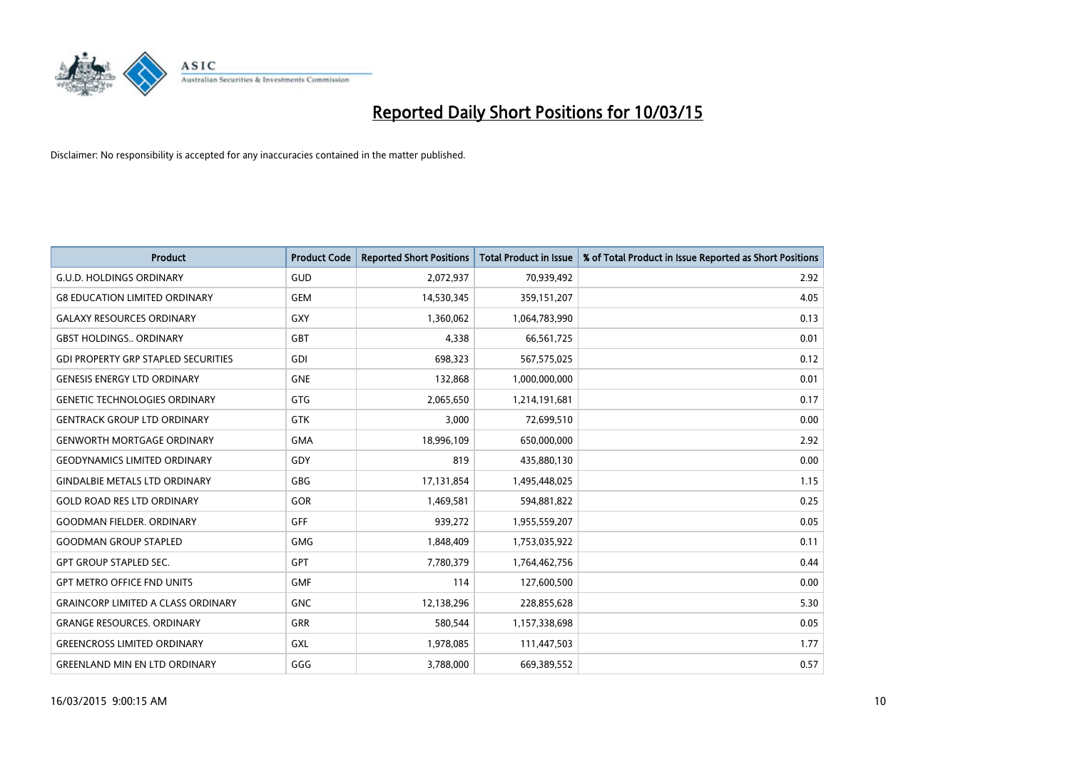# Reported Daily Short Positions for 10/03/15

Disclaimer: No responsibility is accepted for any inaccuracies contained in the matter published.

| Product | Product Code | Reported Short Positions | Total Product in Issue | % of Total Product in Issue Reported as Short Positions |
|---|---|---|---|---|
| G.U.D. HOLDINGS ORDINARY | GUD | 2,072,937 | 70,939,492 | 2.92 |
| G8 EDUCATION LIMITED ORDINARY | GEM | 14,530,345 | 359,151,207 | 4.05 |
| GALAXY RESOURCES ORDINARY | GXY | 1,360,062 | 1,064,783,990 | 0.13 |
| GBST HOLDINGS.. ORDINARY | GBT | 4,338 | 66,561,725 | 0.01 |
| GDI PROPERTY GRP STAPLED SECURITIES | GDI | 698,323 | 567,575,025 | 0.12 |
| GENESIS ENERGY LTD ORDINARY | GNE | 132,868 | 1,000,000,000 | 0.01 |
| GENETIC TECHNOLOGIES ORDINARY | GTG | 2,065,650 | 1,214,191,681 | 0.17 |
| GENTRACK GROUP LTD ORDINARY | GTK | 3,000 | 72,699,510 | 0.00 |
| GENWORTH MORTGAGE ORDINARY | GMA | 18,996,109 | 650,000,000 | 2.92 |
| GEODYNAMICS LIMITED ORDINARY | GDY | 819 | 435,880,130 | 0.00 |
| GINDALBIE METALS LTD ORDINARY | GBG | 17,131,854 | 1,495,448,025 | 1.15 |
| GOLD ROAD RES LTD ORDINARY | GOR | 1,469,581 | 594,881,822 | 0.25 |
| GOODMAN FIELDER. ORDINARY | GFF | 939,272 | 1,955,559,207 | 0.05 |
| GOODMAN GROUP STAPLED | GMG | 1,848,409 | 1,753,035,922 | 0.11 |
| GPT GROUP STAPLED SEC. | GPT | 7,780,379 | 1,764,462,756 | 0.44 |
| GPT METRO OFFICE FND UNITS | GMF | 114 | 127,600,500 | 0.00 |
| GRAINCORP LIMITED A CLASS ORDINARY | GNC | 12,138,296 | 228,855,628 | 5.30 |
| GRANGE RESOURCES. ORDINARY | GRR | 580,544 | 1,157,338,698 | 0.05 |
| GREENCROSS LIMITED ORDINARY | GXL | 1,978,085 | 111,447,503 | 1.77 |
| GREENLAND MIN EN LTD ORDINARY | GGG | 3,788,000 | 669,389,552 | 0.57 |

16/03/2015 9:00:15 AM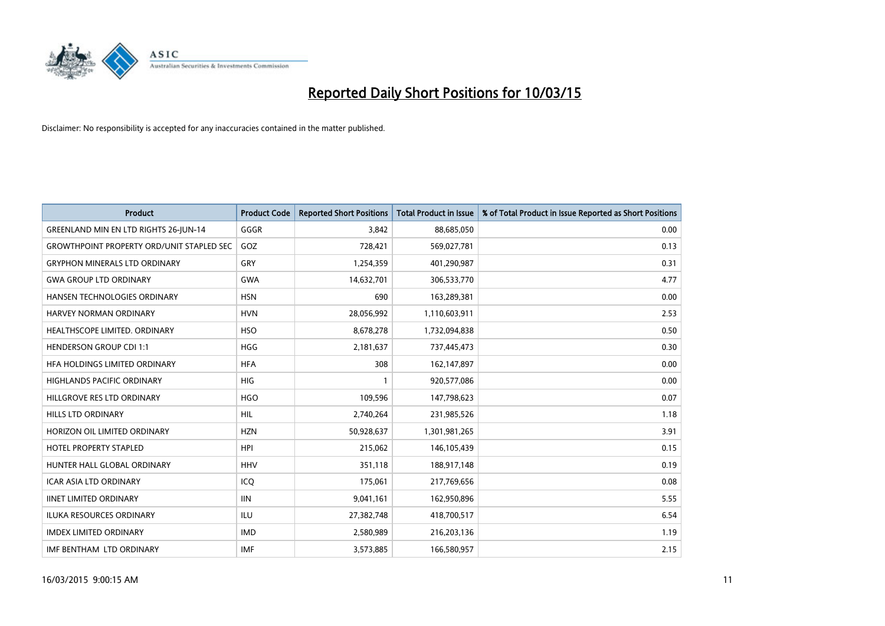# Reported Daily Short Positions for 10/03/15

Disclaimer: No responsibility is accepted for any inaccuracies contained in the matter published.

| Product | Product Code | Reported Short Positions | Total Product in Issue | % of Total Product in Issue Reported as Short Positions |
|---|---|---|---|---|
| GREENLAND MIN EN LTD RIGHTS 26-JUN-14 | GGGR | 3,842 | 88,685,050 | 0.00 |
| GROWTHPOINT PROPERTY ORD/UNIT STAPLED SEC | GOZ | 728,421 | 569,027,781 | 0.13 |
| GRYPHON MINERALS LTD ORDINARY | GRY | 1,254,359 | 401,290,987 | 0.31 |
| GWA GROUP LTD ORDINARY | GWA | 14,632,701 | 306,533,770 | 4.77 |
| HANSEN TECHNOLOGIES ORDINARY | HSN | 690 | 163,289,381 | 0.00 |
| HARVEY NORMAN ORDINARY | HVN | 28,056,992 | 1,110,603,911 | 2.53 |
| HEALTHSCOPE LIMITED. ORDINARY | HSO | 8,678,278 | 1,732,094,838 | 0.50 |
| HENDERSON GROUP CDI 1:1 | HGG | 2,181,637 | 737,445,473 | 0.30 |
| HFA HOLDINGS LIMITED ORDINARY | HFA | 308 | 162,147,897 | 0.00 |
| HIGHLANDS PACIFIC ORDINARY | HIG | 1 | 920,577,086 | 0.00 |
| HILLGROVE RES LTD ORDINARY | HGO | 109,596 | 147,798,623 | 0.07 |
| HILLS LTD ORDINARY | HIL | 2,740,264 | 231,985,526 | 1.18 |
| HORIZON OIL LIMITED ORDINARY | HZN | 50,928,637 | 1,301,981,265 | 3.91 |
| HOTEL PROPERTY STAPLED | HPI | 215,062 | 146,105,439 | 0.15 |
| HUNTER HALL GLOBAL ORDINARY | HHV | 351,118 | 188,917,148 | 0.19 |
| ICAR ASIA LTD ORDINARY | ICQ | 175,061 | 217,769,656 | 0.08 |
| IINET LIMITED ORDINARY | IIN | 9,041,161 | 162,950,896 | 5.55 |
| ILUKA RESOURCES ORDINARY | ILU | 27,382,748 | 418,700,517 | 6.54 |
| IMDEX LIMITED ORDINARY | IMD | 2,580,989 | 216,203,136 | 1.19 |
| IMF BENTHAM LTD ORDINARY | IMF | 3,573,885 | 166,580,957 | 2.15 |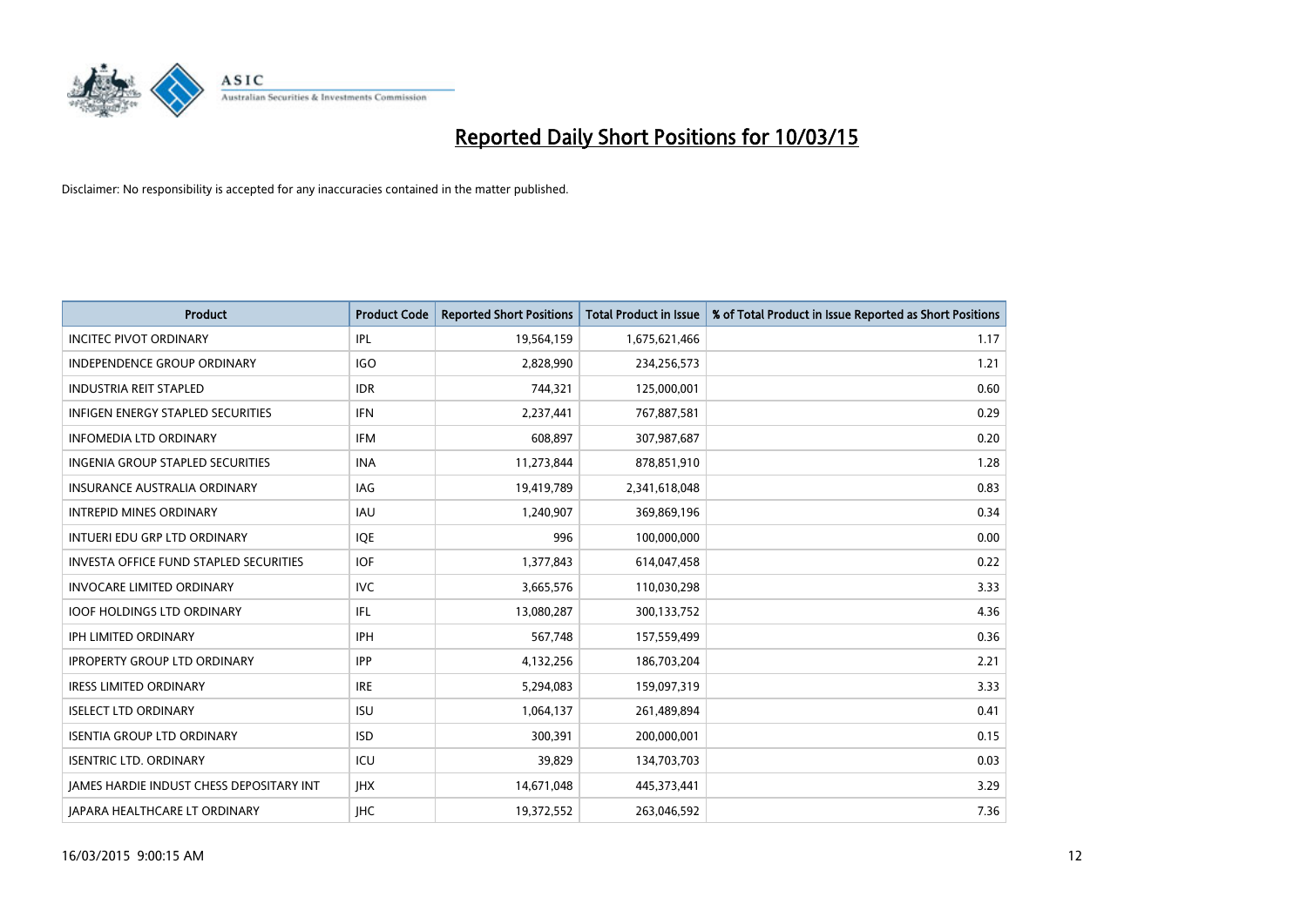# Reported Daily Short Positions for 10/03/15

Disclaimer: No responsibility is accepted for any inaccuracies contained in the matter published.

| Product | Product Code | Reported Short Positions | Total Product in Issue | % of Total Product in Issue Reported as Short Positions |
|---|---|---|---|---|
| INCITEC PIVOT ORDINARY | IPL | 19,564,159 | 1,675,621,466 | 1.17 |
| INDEPENDENCE GROUP ORDINARY | IGO | 2,828,990 | 234,256,573 | 1.21 |
| INDUSTRIA REIT STAPLED | IDR | 744,321 | 125,000,001 | 0.60 |
| INFIGEN ENERGY STAPLED SECURITIES | IFN | 2,237,441 | 767,887,581 | 0.29 |
| INFOMEDIA LTD ORDINARY | IFM | 608,897 | 307,987,687 | 0.20 |
| INGENIA GROUP STAPLED SECURITIES | INA | 11,273,844 | 878,851,910 | 1.28 |
| INSURANCE AUSTRALIA ORDINARY | IAG | 19,419,789 | 2,341,618,048 | 0.83 |
| INTREPID MINES ORDINARY | IAU | 1,240,907 | 369,869,196 | 0.34 |
| INTUERI EDU GRP LTD ORDINARY | IQE | 996 | 100,000,000 | 0.00 |
| INVESTA OFFICE FUND STAPLED SECURITIES | IOF | 1,377,843 | 614,047,458 | 0.22 |
| INVOCARE LIMITED ORDINARY | IVC | 3,665,576 | 110,030,298 | 3.33 |
| IOOF HOLDINGS LTD ORDINARY | IFL | 13,080,287 | 300,133,752 | 4.36 |
| IPH LIMITED ORDINARY | IPH | 567,748 | 157,559,499 | 0.36 |
| IPROPERTY GROUP LTD ORDINARY | IPP | 4,132,256 | 186,703,204 | 2.21 |
| IRESS LIMITED ORDINARY | IRE | 5,294,083 | 159,097,319 | 3.33 |
| ISELECT LTD ORDINARY | ISU | 1,064,137 | 261,489,894 | 0.41 |
| ISENTIA GROUP LTD ORDINARY | ISD | 300,391 | 200,000,001 | 0.15 |
| ISENTRIC LTD. ORDINARY | ICU | 39,829 | 134,703,703 | 0.03 |
| JAMES HARDIE INDUST CHESS DEPOSITARY INT | JHX | 14,671,048 | 445,373,441 | 3.29 |
| JAPARA HEALTHCARE LT ORDINARY | JHC | 19,372,552 | 263,046,592 | 7.36 |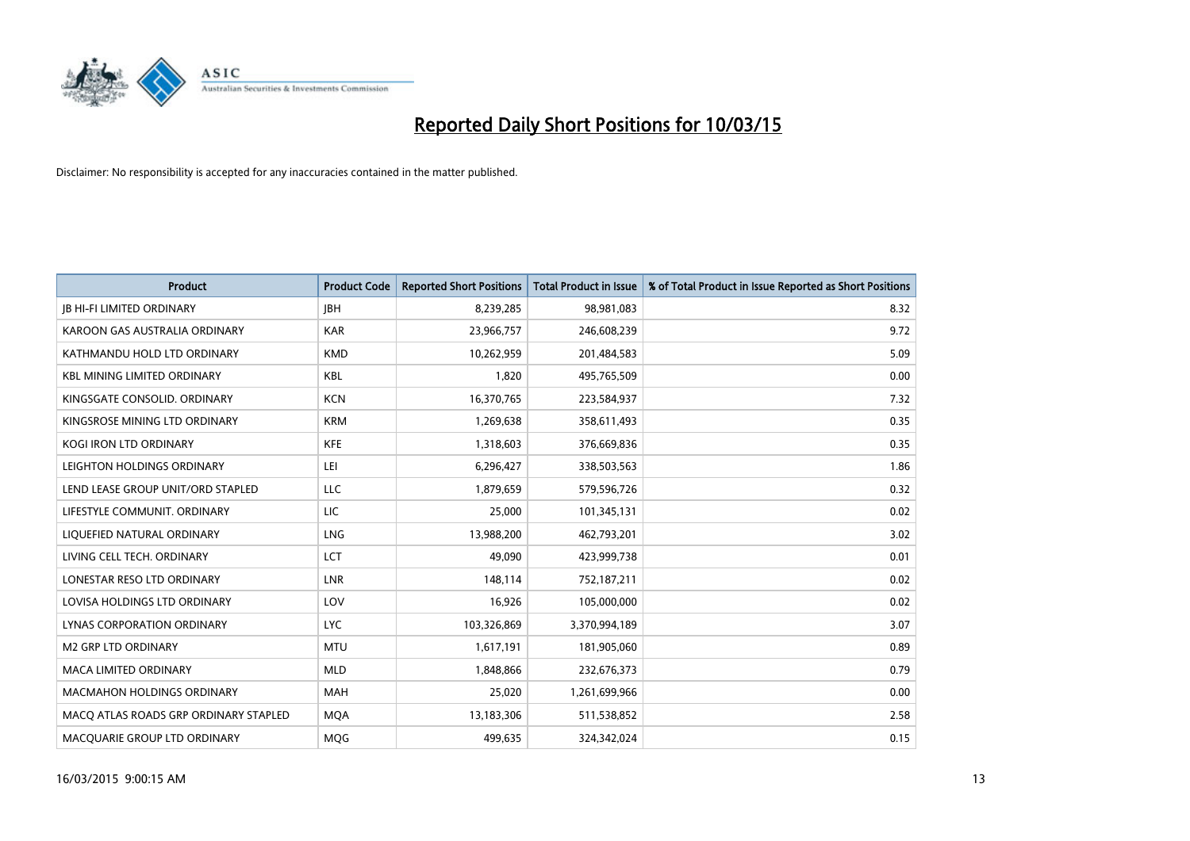# Reported Daily Short Positions for 10/03/15

Disclaimer: No responsibility is accepted for any inaccuracies contained in the matter published.

| Product | Product Code | Reported Short Positions | Total Product in Issue | % of Total Product in Issue Reported as Short Positions |
| --- | --- | --- | --- | --- |
| JB HI-FI LIMITED ORDINARY | JBH | 8,239,285 | 98,981,083 | 8.32 |
| KAROON GAS AUSTRALIA ORDINARY | KAR | 23,966,757 | 246,608,239 | 9.72 |
| KATHMANDU HOLD LTD ORDINARY | KMD | 10,262,959 | 201,484,583 | 5.09 |
| KBL MINING LIMITED ORDINARY | KBL | 1,820 | 495,765,509 | 0.00 |
| KINGSGATE CONSOLID. ORDINARY | KCN | 16,370,765 | 223,584,937 | 7.32 |
| KINGSROSE MINING LTD ORDINARY | KRM | 1,269,638 | 358,611,493 | 0.35 |
| KOGI IRON LTD ORDINARY | KFE | 1,318,603 | 376,669,836 | 0.35 |
| LEIGHTON HOLDINGS ORDINARY | LEI | 6,296,427 | 338,503,563 | 1.86 |
| LEND LEASE GROUP UNIT/ORD STAPLED | LLC | 1,879,659 | 579,596,726 | 0.32 |
| LIFESTYLE COMMUNIT. ORDINARY | LIC | 25,000 | 101,345,131 | 0.02 |
| LIQUEFIED NATURAL ORDINARY | LNG | 13,988,200 | 462,793,201 | 3.02 |
| LIVING CELL TECH. ORDINARY | LCT | 49,090 | 423,999,738 | 0.01 |
| LONESTAR RESO LTD ORDINARY | LNR | 148,114 | 752,187,211 | 0.02 |
| LOVISA HOLDINGS LTD ORDINARY | LOV | 16,926 | 105,000,000 | 0.02 |
| LYNAS CORPORATION ORDINARY | LYC | 103,326,869 | 3,370,994,189 | 3.07 |
| M2 GRP LTD ORDINARY | MTU | 1,617,191 | 181,905,060 | 0.89 |
| MACA LIMITED ORDINARY | MLD | 1,848,866 | 232,676,373 | 0.79 |
| MACMAHON HOLDINGS ORDINARY | MAH | 25,020 | 1,261,699,966 | 0.00 |
| MACQ ATLAS ROADS GRP ORDINARY STAPLED | MQA | 13,183,306 | 511,538,852 | 2.58 |
| MACQUARIE GROUP LTD ORDINARY | MQG | 499,635 | 324,342,024 | 0.15 |

16/03/2015 9:00:15 AM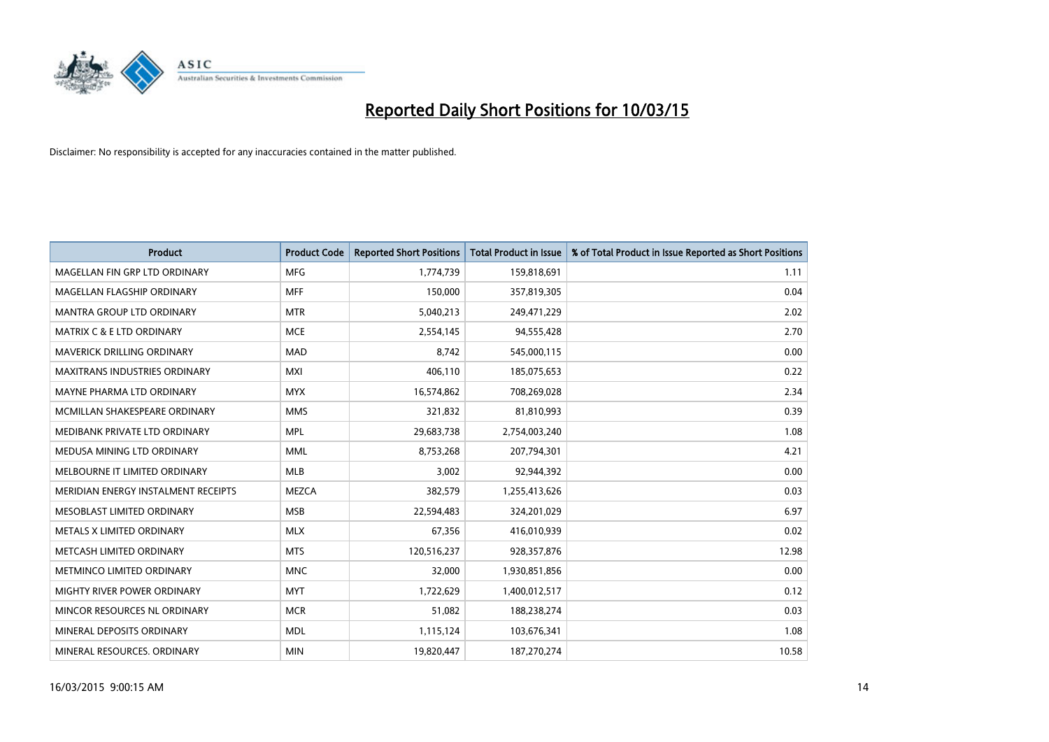# Reported Daily Short Positions for 10/03/15

Disclaimer: No responsibility is accepted for any inaccuracies contained in the matter published.

| Product | Product Code | Reported Short Positions | Total Product in Issue | % of Total Product in Issue Reported as Short Positions |
|---|---|---|---|---|
| MAGELLAN FIN GRP LTD ORDINARY | MFG | 1,774,739 | 159,818,691 | 1.11 |
| MAGELLAN FLAGSHIP ORDINARY | MFF | 150,000 | 357,819,305 | 0.04 |
| MANTRA GROUP LTD ORDINARY | MTR | 5,040,213 | 249,471,229 | 2.02 |
| MATRIX C & E LTD ORDINARY | MCE | 2,554,145 | 94,555,428 | 2.70 |
| MAVERICK DRILLING ORDINARY | MAD | 8,742 | 545,000,115 | 0.00 |
| MAXITRANS INDUSTRIES ORDINARY | MXI | 406,110 | 185,075,653 | 0.22 |
| MAYNE PHARMA LTD ORDINARY | MYX | 16,574,862 | 708,269,028 | 2.34 |
| MCMILLAN SHAKESPEARE ORDINARY | MMS | 321,832 | 81,810,993 | 0.39 |
| MEDIBANK PRIVATE LTD ORDINARY | MPL | 29,683,738 | 2,754,003,240 | 1.08 |
| MEDUSA MINING LTD ORDINARY | MML | 8,753,268 | 207,794,301 | 4.21 |
| MELBOURNE IT LIMITED ORDINARY | MLB | 3,002 | 92,944,392 | 0.00 |
| MERIDIAN ENERGY INSTALMENT RECEIPTS | MEZCA | 382,579 | 1,255,413,626 | 0.03 |
| MESOBLAST LIMITED ORDINARY | MSB | 22,594,483 | 324,201,029 | 6.97 |
| METALS X LIMITED ORDINARY | MLX | 67,356 | 416,010,939 | 0.02 |
| METCASH LIMITED ORDINARY | MTS | 120,516,237 | 928,357,876 | 12.98 |
| METMINCO LIMITED ORDINARY | MNC | 32,000 | 1,930,851,856 | 0.00 |
| MIGHTY RIVER POWER ORDINARY | MYT | 1,722,629 | 1,400,012,517 | 0.12 |
| MINCOR RESOURCES NL ORDINARY | MCR | 51,082 | 188,238,274 | 0.03 |
| MINERAL DEPOSITS ORDINARY | MDL | 1,115,124 | 103,676,341 | 1.08 |
| MINERAL RESOURCES. ORDINARY | MIN | 19,820,447 | 187,270,274 | 10.58 |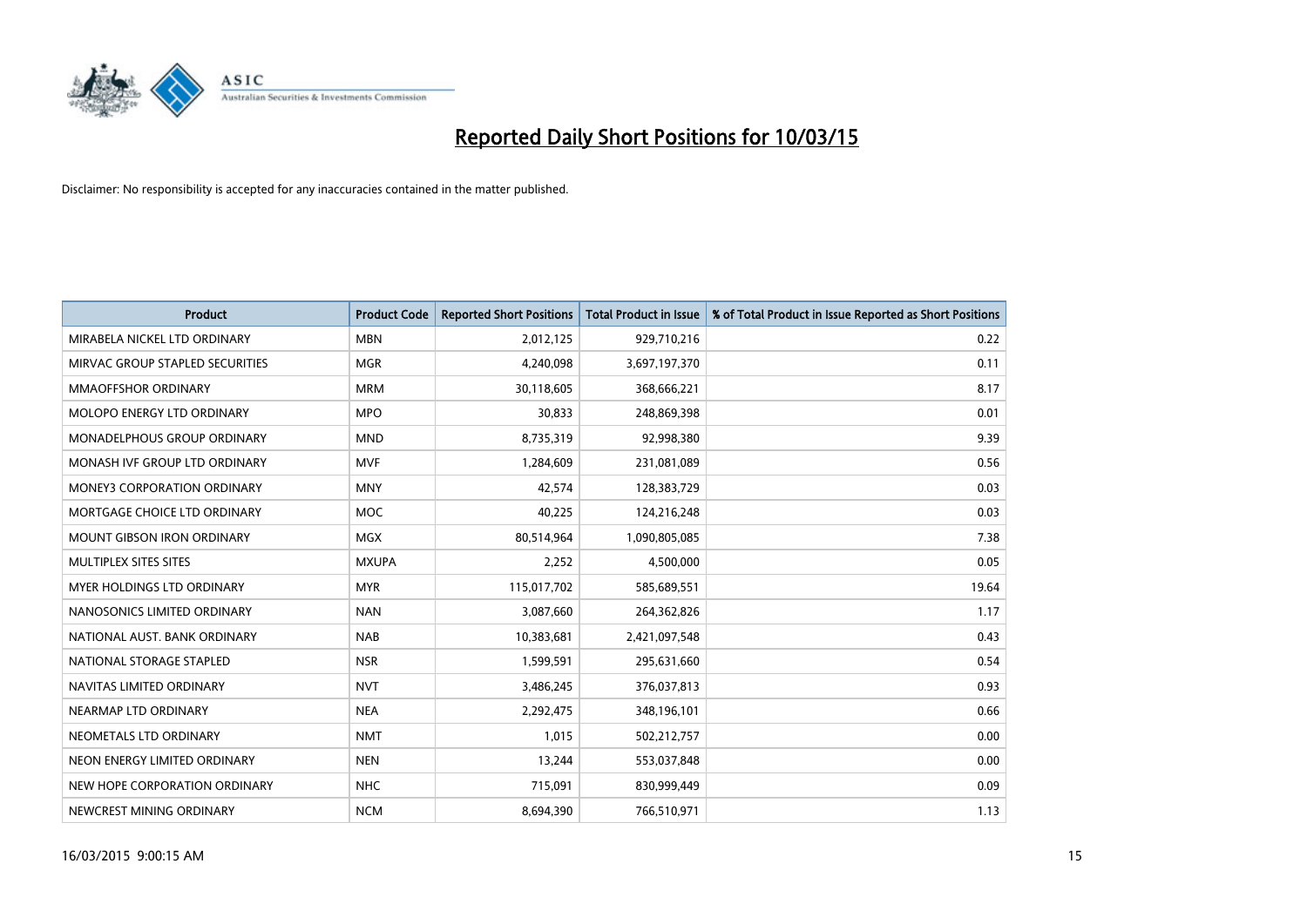# Reported Daily Short Positions for 10/03/15

Disclaimer: No responsibility is accepted for any inaccuracies contained in the matter published.

| Product | Product Code | Reported Short Positions | Total Product in Issue | % of Total Product in Issue Reported as Short Positions |
|---|---|---|---|---|
| MIRABELA NICKEL LTD ORDINARY | MBN | 2,012,125 | 929,710,216 | 0.22 |
| MIRVAC GROUP STAPLED SECURITIES | MGR | 4,240,098 | 3,697,197,370 | 0.11 |
| MMAOFFSHOR ORDINARY | MRM | 30,118,605 | 368,666,221 | 8.17 |
| MOLOPO ENERGY LTD ORDINARY | MPO | 30,833 | 248,869,398 | 0.01 |
| MONADELPHOUS GROUP ORDINARY | MND | 8,735,319 | 92,998,380 | 9.39 |
| MONASH IVF GROUP LTD ORDINARY | MVF | 1,284,609 | 231,081,089 | 0.56 |
| MONEY3 CORPORATION ORDINARY | MNY | 42,574 | 128,383,729 | 0.03 |
| MORTGAGE CHOICE LTD ORDINARY | MOC | 40,225 | 124,216,248 | 0.03 |
| MOUNT GIBSON IRON ORDINARY | MGX | 80,514,964 | 1,090,805,085 | 7.38 |
| MULTIPLEX SITES SITES | MXUPA | 2,252 | 4,500,000 | 0.05 |
| MYER HOLDINGS LTD ORDINARY | MYR | 115,017,702 | 585,689,551 | 19.64 |
| NANOSONICS LIMITED ORDINARY | NAN | 3,087,660 | 264,362,826 | 1.17 |
| NATIONAL AUST. BANK ORDINARY | NAB | 10,383,681 | 2,421,097,548 | 0.43 |
| NATIONAL STORAGE STAPLED | NSR | 1,599,591 | 295,631,660 | 0.54 |
| NAVITAS LIMITED ORDINARY | NVT | 3,486,245 | 376,037,813 | 0.93 |
| NEARMAP LTD ORDINARY | NEA | 2,292,475 | 348,196,101 | 0.66 |
| NEOMETALS LTD ORDINARY | NMT | 1,015 | 502,212,757 | 0.00 |
| NEON ENERGY LIMITED ORDINARY | NEN | 13,244 | 553,037,848 | 0.00 |
| NEW HOPE CORPORATION ORDINARY | NHC | 715,091 | 830,999,449 | 0.09 |
| NEWCREST MINING ORDINARY | NCM | 8,694,390 | 766,510,971 | 1.13 |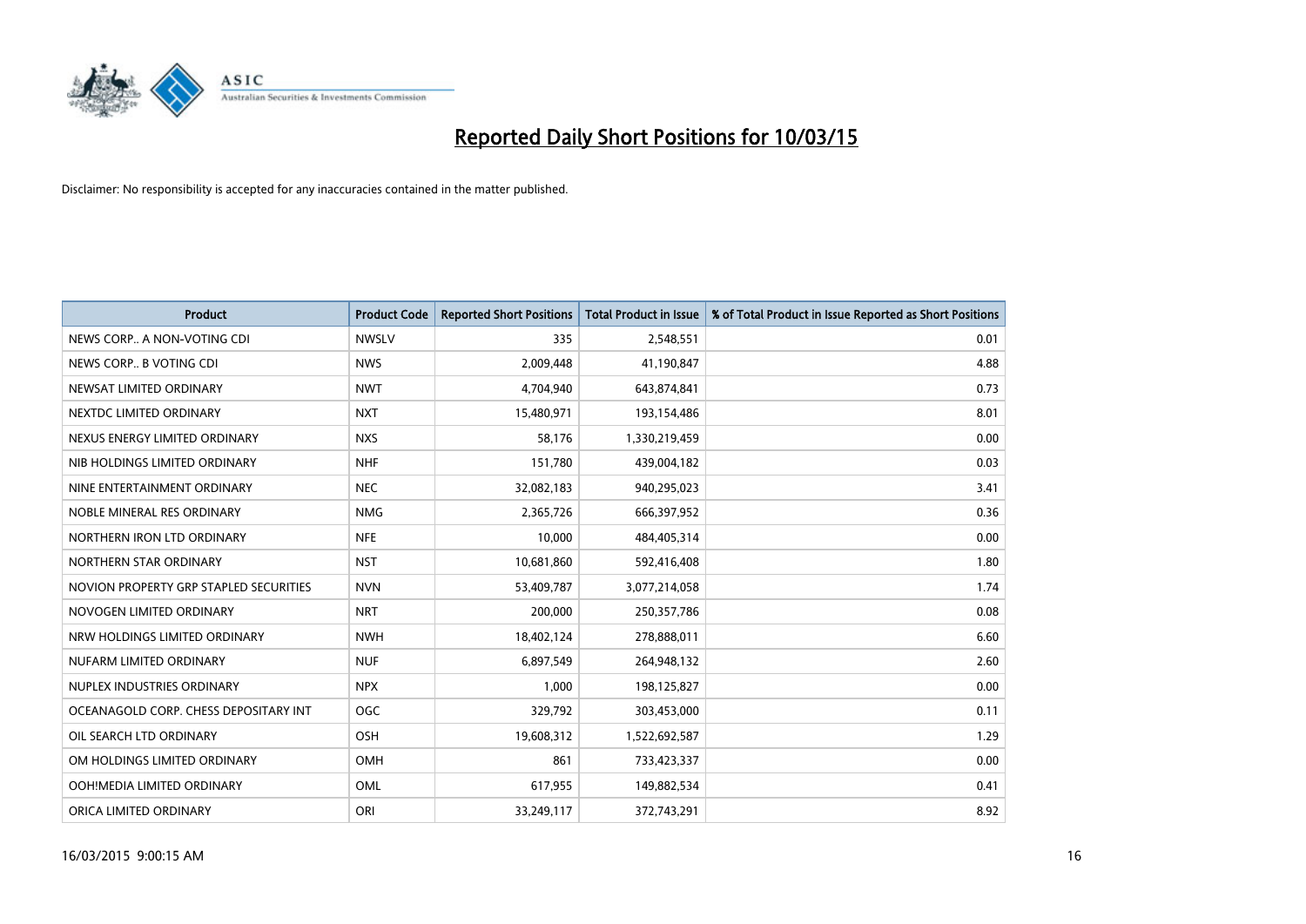# Reported Daily Short Positions for 10/03/15

Disclaimer: No responsibility is accepted for any inaccuracies contained in the matter published.

| Product | Product Code | Reported Short Positions | Total Product in Issue | % of Total Product in Issue Reported as Short Positions |
| --- | --- | --- | --- | --- |
| NEWS CORP.. A NON-VOTING CDI | NWSLV | 335 | 2,548,551 | 0.01 |
| NEWS CORP.. B VOTING CDI | NWS | 2,009,448 | 41,190,847 | 4.88 |
| NEWSAT LIMITED ORDINARY | NWT | 4,704,940 | 643,874,841 | 0.73 |
| NEXTDC LIMITED ORDINARY | NXT | 15,480,971 | 193,154,486 | 8.01 |
| NEXUS ENERGY LIMITED ORDINARY | NXS | 58,176 | 1,330,219,459 | 0.00 |
| NIB HOLDINGS LIMITED ORDINARY | NHF | 151,780 | 439,004,182 | 0.03 |
| NINE ENTERTAINMENT ORDINARY | NEC | 32,082,183 | 940,295,023 | 3.41 |
| NOBLE MINERAL RES ORDINARY | NMG | 2,365,726 | 666,397,952 | 0.36 |
| NORTHERN IRON LTD ORDINARY | NFE | 10,000 | 484,405,314 | 0.00 |
| NORTHERN STAR ORDINARY | NST | 10,681,860 | 592,416,408 | 1.80 |
| NOVION PROPERTY GRP STAPLED SECURITIES | NVN | 53,409,787 | 3,077,214,058 | 1.74 |
| NOVOGEN LIMITED ORDINARY | NRT | 200,000 | 250,357,786 | 0.08 |
| NRW HOLDINGS LIMITED ORDINARY | NWH | 18,402,124 | 278,888,011 | 6.60 |
| NUFARM LIMITED ORDINARY | NUF | 6,897,549 | 264,948,132 | 2.60 |
| NUPLEX INDUSTRIES ORDINARY | NPX | 1,000 | 198,125,827 | 0.00 |
| OCEANAGOLD CORP. CHESS DEPOSITARY INT | OGC | 329,792 | 303,453,000 | 0.11 |
| OIL SEARCH LTD ORDINARY | OSH | 19,608,312 | 1,522,692,587 | 1.29 |
| OM HOLDINGS LIMITED ORDINARY | OMH | 861 | 733,423,337 | 0.00 |
| OOH!MEDIA LIMITED ORDINARY | OML | 617,955 | 149,882,534 | 0.41 |
| ORICA LIMITED ORDINARY | ORI | 33,249,117 | 372,743,291 | 8.92 |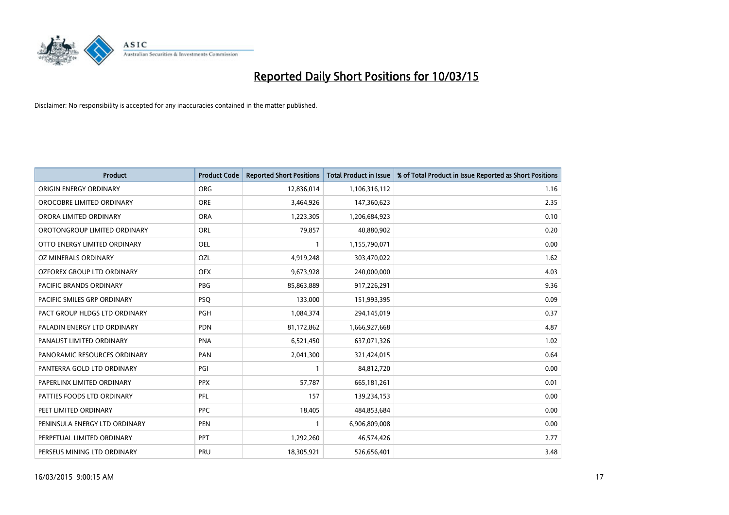# Reported Daily Short Positions for 10/03/15

Disclaimer: No responsibility is accepted for any inaccuracies contained in the matter published.

| Product | Product Code | Reported Short Positions | Total Product in Issue | % of Total Product in Issue Reported as Short Positions |
|---|---|---|---|---|
| ORIGIN ENERGY ORDINARY | ORG | 12,836,014 | 1,106,316,112 | 1.16 |
| OROCOBRE LIMITED ORDINARY | ORE | 3,464,926 | 147,360,623 | 2.35 |
| ORORA LIMITED ORDINARY | ORA | 1,223,305 | 1,206,684,923 | 0.10 |
| OROTONGROUP LIMITED ORDINARY | ORL | 79,857 | 40,880,902 | 0.20 |
| OTTO ENERGY LIMITED ORDINARY | OEL | 1 | 1,155,790,071 | 0.00 |
| OZ MINERALS ORDINARY | OZL | 4,919,248 | 303,470,022 | 1.62 |
| OZFOREX GROUP LTD ORDINARY | OFX | 9,673,928 | 240,000,000 | 4.03 |
| PACIFIC BRANDS ORDINARY | PBG | 85,863,889 | 917,226,291 | 9.36 |
| PACIFIC SMILES GRP ORDINARY | PSQ | 133,000 | 151,993,395 | 0.09 |
| PACT GROUP HLDGS LTD ORDINARY | PGH | 1,084,374 | 294,145,019 | 0.37 |
| PALADIN ENERGY LTD ORDINARY | PDN | 81,172,862 | 1,666,927,668 | 4.87 |
| PANAUST LIMITED ORDINARY | PNA | 6,521,450 | 637,071,326 | 1.02 |
| PANORAMIC RESOURCES ORDINARY | PAN | 2,041,300 | 321,424,015 | 0.64 |
| PANTERRA GOLD LTD ORDINARY | PGI | 1 | 84,812,720 | 0.00 |
| PAPERLINX LIMITED ORDINARY | PPX | 57,787 | 665,181,261 | 0.01 |
| PATTIES FOODS LTD ORDINARY | PFL | 157 | 139,234,153 | 0.00 |
| PEET LIMITED ORDINARY | PPC | 18,405 | 484,853,684 | 0.00 |
| PENINSULA ENERGY LTD ORDINARY | PEN | 1 | 6,906,809,008 | 0.00 |
| PERPETUAL LIMITED ORDINARY | PPT | 1,292,260 | 46,574,426 | 2.77 |
| PERSEUS MINING LTD ORDINARY | PRU | 18,305,921 | 526,656,401 | 3.48 |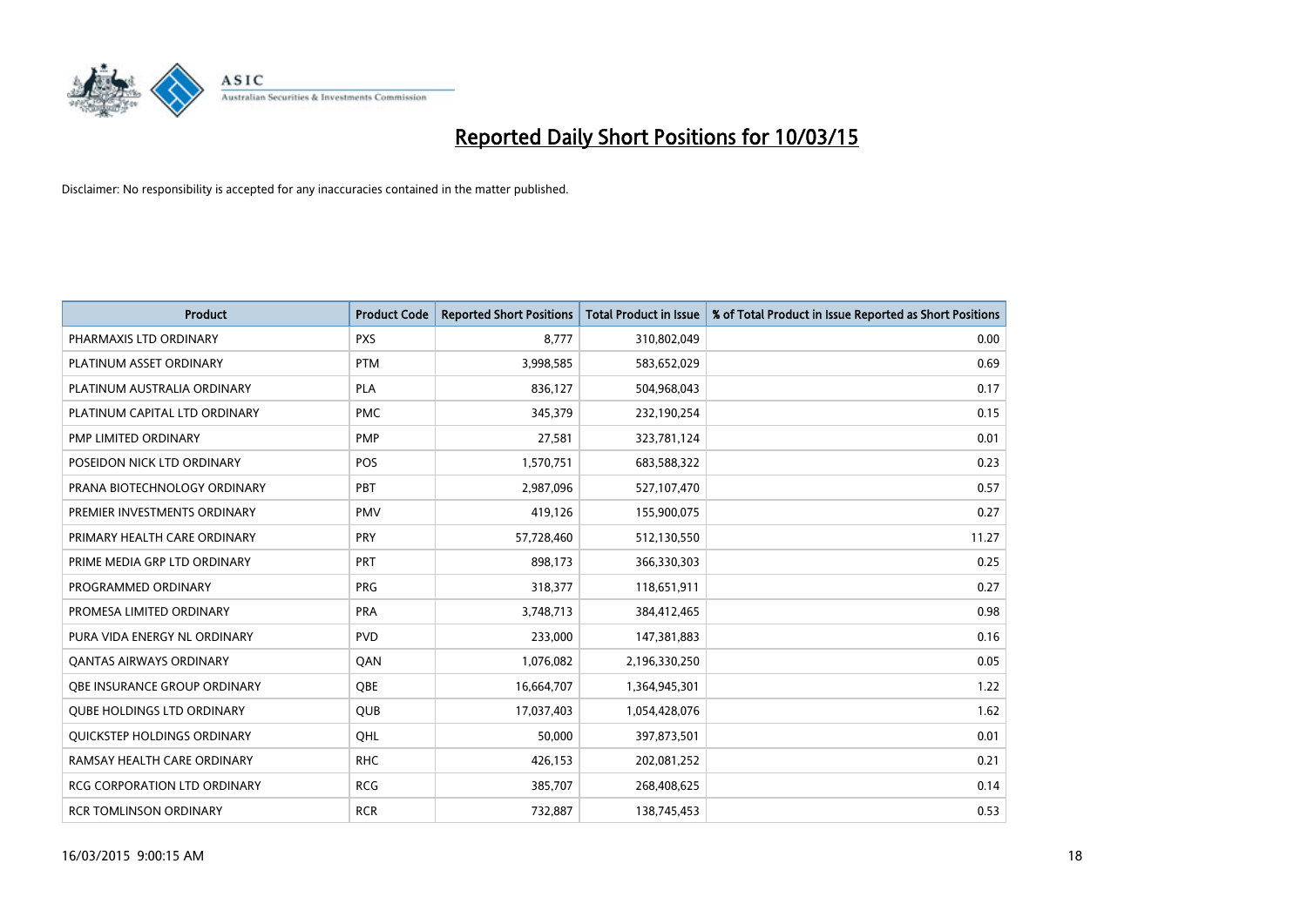# Reported Daily Short Positions for 10/03/15

Disclaimer: No responsibility is accepted for any inaccuracies contained in the matter published.

| Product | Product Code | Reported Short Positions | Total Product in Issue | % of Total Product in Issue Reported as Short Positions |
|---|---|---|---|---|
| PHARMAXIS LTD ORDINARY | PXS | 8,777 | 310,802,049 | 0.00 |
| PLATINUM ASSET ORDINARY | PTM | 3,998,585 | 583,652,029 | 0.69 |
| PLATINUM AUSTRALIA ORDINARY | PLA | 836,127 | 504,968,043 | 0.17 |
| PLATINUM CAPITAL LTD ORDINARY | PMC | 345,379 | 232,190,254 | 0.15 |
| PMP LIMITED ORDINARY | PMP | 27,581 | 323,781,124 | 0.01 |
| POSEIDON NICK LTD ORDINARY | POS | 1,570,751 | 683,588,322 | 0.23 |
| PRANA BIOTECHNOLOGY ORDINARY | PBT | 2,987,096 | 527,107,470 | 0.57 |
| PREMIER INVESTMENTS ORDINARY | PMV | 419,126 | 155,900,075 | 0.27 |
| PRIMARY HEALTH CARE ORDINARY | PRY | 57,728,460 | 512,130,550 | 11.27 |
| PRIME MEDIA GRP LTD ORDINARY | PRT | 898,173 | 366,330,303 | 0.25 |
| PROGRAMMED ORDINARY | PRG | 318,377 | 118,651,911 | 0.27 |
| PROMESA LIMITED ORDINARY | PRA | 3,748,713 | 384,412,465 | 0.98 |
| PURA VIDA ENERGY NL ORDINARY | PVD | 233,000 | 147,381,883 | 0.16 |
| QANTAS AIRWAYS ORDINARY | QAN | 1,076,082 | 2,196,330,250 | 0.05 |
| QBE INSURANCE GROUP ORDINARY | QBE | 16,664,707 | 1,364,945,301 | 1.22 |
| QUBE HOLDINGS LTD ORDINARY | QUB | 17,037,403 | 1,054,428,076 | 1.62 |
| QUICKSTEP HOLDINGS ORDINARY | QHL | 50,000 | 397,873,501 | 0.01 |
| RAMSAY HEALTH CARE ORDINARY | RHC | 426,153 | 202,081,252 | 0.21 |
| RCG CORPORATION LTD ORDINARY | RCG | 385,707 | 268,408,625 | 0.14 |
| RCR TOMLINSON ORDINARY | RCR | 732,887 | 138,745,453 | 0.53 |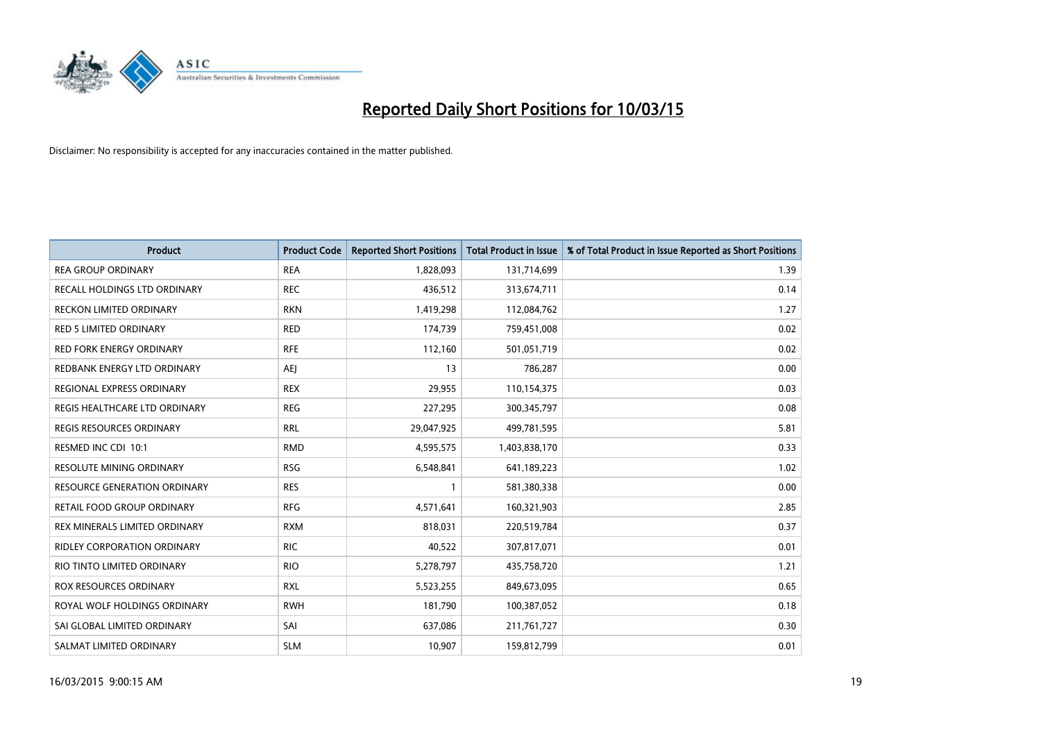# Reported Daily Short Positions for 10/03/15

Disclaimer: No responsibility is accepted for any inaccuracies contained in the matter published.

| Product | Product Code | Reported Short Positions | Total Product in Issue | % of Total Product in Issue Reported as Short Positions |
|---|---|---|---|---|
| REA GROUP ORDINARY | REA | 1,828,093 | 131,714,699 | 1.39 |
| RECALL HOLDINGS LTD ORDINARY | REC | 436,512 | 313,674,711 | 0.14 |
| RECKON LIMITED ORDINARY | RKN | 1,419,298 | 112,084,762 | 1.27 |
| RED 5 LIMITED ORDINARY | RED | 174,739 | 759,451,008 | 0.02 |
| RED FORK ENERGY ORDINARY | RFE | 112,160 | 501,051,719 | 0.02 |
| REDBANK ENERGY LTD ORDINARY | AEJ | 13 | 786,287 | 0.00 |
| REGIONAL EXPRESS ORDINARY | REX | 29,955 | 110,154,375 | 0.03 |
| REGIS HEALTHCARE LTD ORDINARY | REG | 227,295 | 300,345,797 | 0.08 |
| REGIS RESOURCES ORDINARY | RRL | 29,047,925 | 499,781,595 | 5.81 |
| RESMED INC CDI 10:1 | RMD | 4,595,575 | 1,403,838,170 | 0.33 |
| RESOLUTE MINING ORDINARY | RSG | 6,548,841 | 641,189,223 | 1.02 |
| RESOURCE GENERATION ORDINARY | RES | 1 | 581,380,338 | 0.00 |
| RETAIL FOOD GROUP ORDINARY | RFG | 4,571,641 | 160,321,903 | 2.85 |
| REX MINERALS LIMITED ORDINARY | RXM | 818,031 | 220,519,784 | 0.37 |
| RIDLEY CORPORATION ORDINARY | RIC | 40,522 | 307,817,071 | 0.01 |
| RIO TINTO LIMITED ORDINARY | RIO | 5,278,797 | 435,758,720 | 1.21 |
| ROX RESOURCES ORDINARY | RXL | 5,523,255 | 849,673,095 | 0.65 |
| ROYAL WOLF HOLDINGS ORDINARY | RWH | 181,790 | 100,387,052 | 0.18 |
| SAI GLOBAL LIMITED ORDINARY | SAI | 637,086 | 211,761,727 | 0.30 |
| SALMAT LIMITED ORDINARY | SLM | 10,907 | 159,812,799 | 0.01 |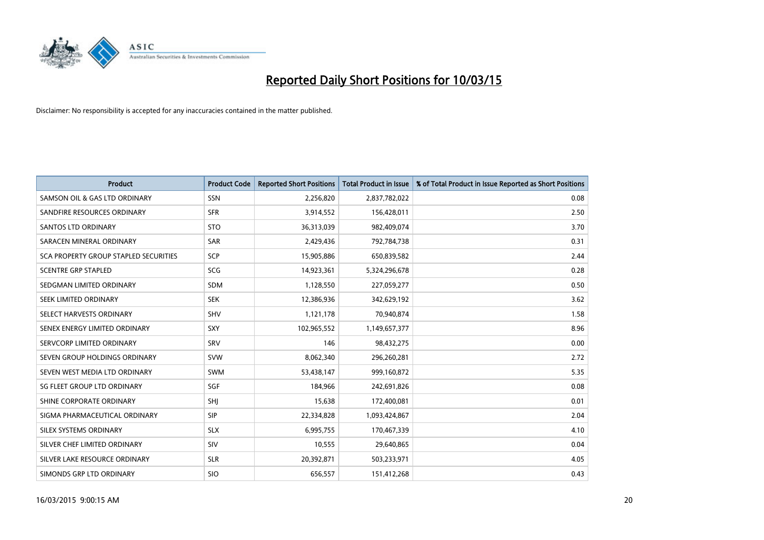# Reported Daily Short Positions for 10/03/15

Disclaimer: No responsibility is accepted for any inaccuracies contained in the matter published.

| Product | Product Code | Reported Short Positions | Total Product in Issue | % of Total Product in Issue Reported as Short Positions |
|---|---|---|---|---|
| SAMSON OIL & GAS LTD ORDINARY | SSN | 2,256,820 | 2,837,782,022 | 0.08 |
| SANDFIRE RESOURCES ORDINARY | SFR | 3,914,552 | 156,428,011 | 2.50 |
| SANTOS LTD ORDINARY | STO | 36,313,039 | 982,409,074 | 3.70 |
| SARACEN MINERAL ORDINARY | SAR | 2,429,436 | 792,784,738 | 0.31 |
| SCA PROPERTY GROUP STAPLED SECURITIES | SCP | 15,905,886 | 650,839,582 | 2.44 |
| SCENTRE GRP STAPLED | SCG | 14,923,361 | 5,324,296,678 | 0.28 |
| SEDGMAN LIMITED ORDINARY | SDM | 1,128,550 | 227,059,277 | 0.50 |
| SEEK LIMITED ORDINARY | SEK | 12,386,936 | 342,629,192 | 3.62 |
| SELECT HARVESTS ORDINARY | SHV | 1,121,178 | 70,940,874 | 1.58 |
| SENEX ENERGY LIMITED ORDINARY | SXY | 102,965,552 | 1,149,657,377 | 8.96 |
| SERVCORP LIMITED ORDINARY | SRV | 146 | 98,432,275 | 0.00 |
| SEVEN GROUP HOLDINGS ORDINARY | SVW | 8,062,340 | 296,260,281 | 2.72 |
| SEVEN WEST MEDIA LTD ORDINARY | SWM | 53,438,147 | 999,160,872 | 5.35 |
| SG FLEET GROUP LTD ORDINARY | SGF | 184,966 | 242,691,826 | 0.08 |
| SHINE CORPORATE ORDINARY | SHJ | 15,638 | 172,400,081 | 0.01 |
| SIGMA PHARMACEUTICAL ORDINARY | SIP | 22,334,828 | 1,093,424,867 | 2.04 |
| SILEX SYSTEMS ORDINARY | SLX | 6,995,755 | 170,467,339 | 4.10 |
| SILVER CHEF LIMITED ORDINARY | SIV | 10,555 | 29,640,865 | 0.04 |
| SILVER LAKE RESOURCE ORDINARY | SLR | 20,392,871 | 503,233,971 | 4.05 |
| SIMONDS GRP LTD ORDINARY | SIO | 656,557 | 151,412,268 | 0.43 |

16/03/2015 9:00:15 AM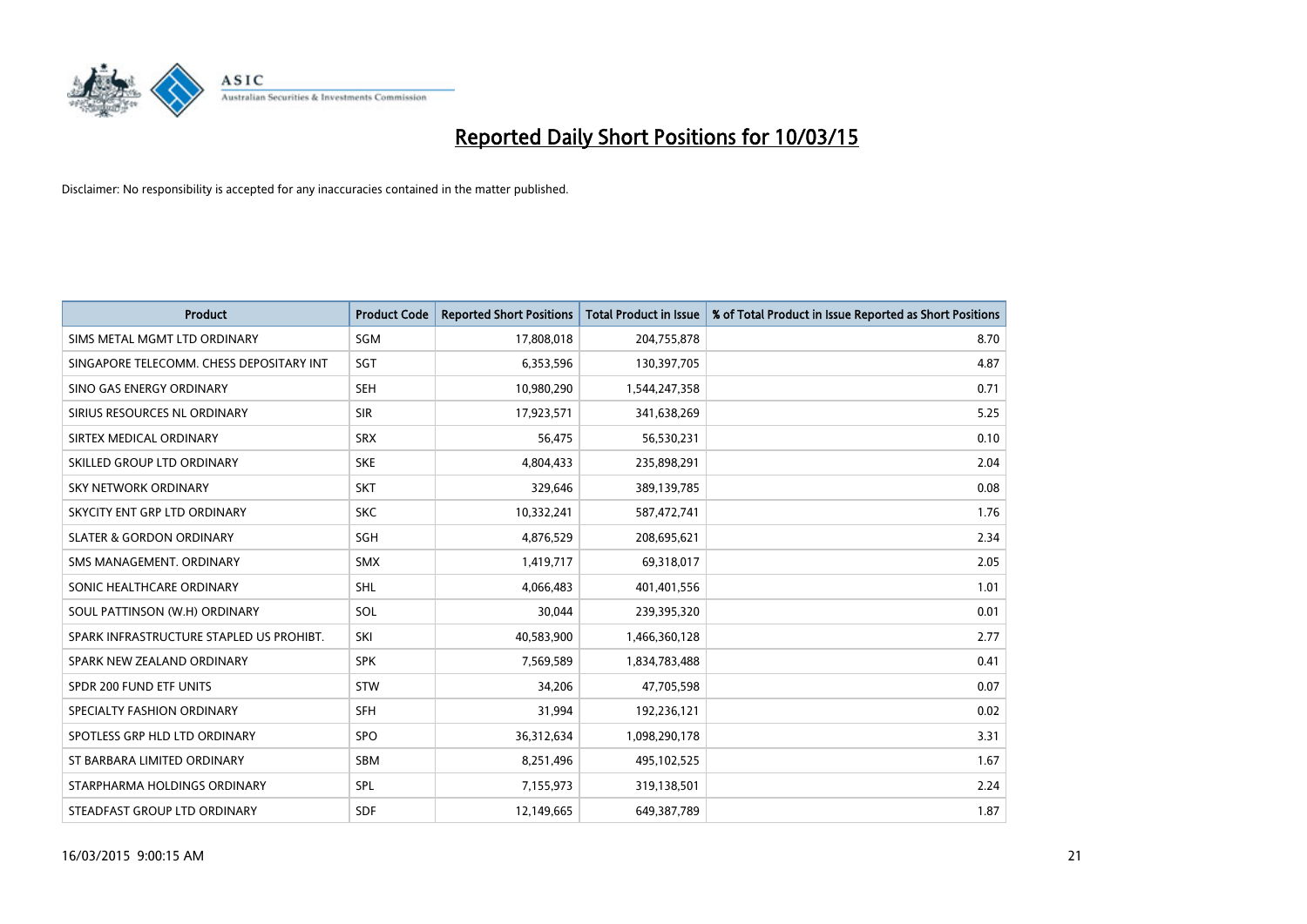# Reported Daily Short Positions for 10/03/15

Disclaimer: No responsibility is accepted for any inaccuracies contained in the matter published.

| Product | Product Code | Reported Short Positions | Total Product in Issue | % of Total Product in Issue Reported as Short Positions |
|---|---|---|---|---|
| SIMS METAL MGMT LTD ORDINARY | SGM | 17,808,018 | 204,755,878 | 8.70 |
| SINGAPORE TELECOMM. CHESS DEPOSITARY INT | SGT | 6,353,596 | 130,397,705 | 4.87 |
| SINO GAS ENERGY ORDINARY | SEH | 10,980,290 | 1,544,247,358 | 0.71 |
| SIRIUS RESOURCES NL ORDINARY | SIR | 17,923,571 | 341,638,269 | 5.25 |
| SIRTEX MEDICAL ORDINARY | SRX | 56,475 | 56,530,231 | 0.10 |
| SKILLED GROUP LTD ORDINARY | SKE | 4,804,433 | 235,898,291 | 2.04 |
| SKY NETWORK ORDINARY | SKT | 329,646 | 389,139,785 | 0.08 |
| SKYCITY ENT GRP LTD ORDINARY | SKC | 10,332,241 | 587,472,741 | 1.76 |
| SLATER & GORDON ORDINARY | SGH | 4,876,529 | 208,695,621 | 2.34 |
| SMS MANAGEMENT. ORDINARY | SMX | 1,419,717 | 69,318,017 | 2.05 |
| SONIC HEALTHCARE ORDINARY | SHL | 4,066,483 | 401,401,556 | 1.01 |
| SOUL PATTINSON (W.H) ORDINARY | SOL | 30,044 | 239,395,320 | 0.01 |
| SPARK INFRASTRUCTURE STAPLED US PROHIBT. | SKI | 40,583,900 | 1,466,360,128 | 2.77 |
| SPARK NEW ZEALAND ORDINARY | SPK | 7,569,589 | 1,834,783,488 | 0.41 |
| SPDR 200 FUND ETF UNITS | STW | 34,206 | 47,705,598 | 0.07 |
| SPECIALTY FASHION ORDINARY | SFH | 31,994 | 192,236,121 | 0.02 |
| SPOTLESS GRP HLD LTD ORDINARY | SPO | 36,312,634 | 1,098,290,178 | 3.31 |
| ST BARBARA LIMITED ORDINARY | SBM | 8,251,496 | 495,102,525 | 1.67 |
| STARPHARMA HOLDINGS ORDINARY | SPL | 7,155,973 | 319,138,501 | 2.24 |
| STEADFAST GROUP LTD ORDINARY | SDF | 12,149,665 | 649,387,789 | 1.87 |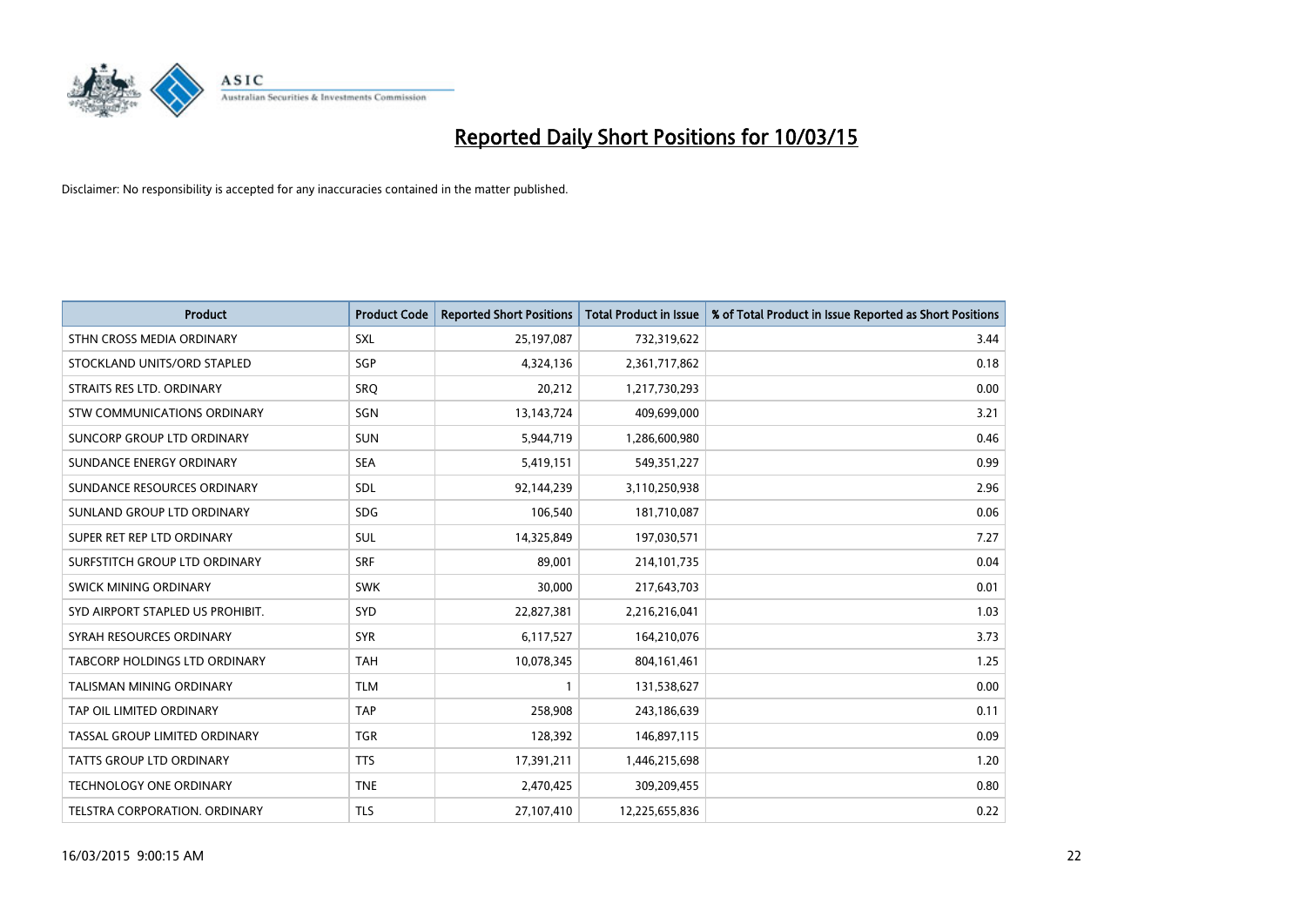# Reported Daily Short Positions for 10/03/15

Disclaimer: No responsibility is accepted for any inaccuracies contained in the matter published.

| Product | Product Code | Reported Short Positions | Total Product in Issue | % of Total Product in Issue Reported as Short Positions |
|---|---|---|---|---|
| STHN CROSS MEDIA ORDINARY | SXL | 25,197,087 | 732,319,622 | 3.44 |
| STOCKLAND UNITS/ORD STAPLED | SGP | 4,324,136 | 2,361,717,862 | 0.18 |
| STRAITS RES LTD. ORDINARY | SRQ | 20,212 | 1,217,730,293 | 0.00 |
| STW COMMUNICATIONS ORDINARY | SGN | 13,143,724 | 409,699,000 | 3.21 |
| SUNCORP GROUP LTD ORDINARY | SUN | 5,944,719 | 1,286,600,980 | 0.46 |
| SUNDANCE ENERGY ORDINARY | SEA | 5,419,151 | 549,351,227 | 0.99 |
| SUNDANCE RESOURCES ORDINARY | SDL | 92,144,239 | 3,110,250,938 | 2.96 |
| SUNLAND GROUP LTD ORDINARY | SDG | 106,540 | 181,710,087 | 0.06 |
| SUPER RET REP LTD ORDINARY | SUL | 14,325,849 | 197,030,571 | 7.27 |
| SURFSTITCH GROUP LTD ORDINARY | SRF | 89,001 | 214,101,735 | 0.04 |
| SWICK MINING ORDINARY | SWK | 30,000 | 217,643,703 | 0.01 |
| SYD AIRPORT STAPLED US PROHIBIT. | SYD | 22,827,381 | 2,216,216,041 | 1.03 |
| SYRAH RESOURCES ORDINARY | SYR | 6,117,527 | 164,210,076 | 3.73 |
| TABCORP HOLDINGS LTD ORDINARY | TAH | 10,078,345 | 804,161,461 | 1.25 |
| TALISMAN MINING ORDINARY | TLM | 1 | 131,538,627 | 0.00 |
| TAP OIL LIMITED ORDINARY | TAP | 258,908 | 243,186,639 | 0.11 |
| TASSAL GROUP LIMITED ORDINARY | TGR | 128,392 | 146,897,115 | 0.09 |
| TATTS GROUP LTD ORDINARY | TTS | 17,391,211 | 1,446,215,698 | 1.20 |
| TECHNOLOGY ONE ORDINARY | TNE | 2,470,425 | 309,209,455 | 0.80 |
| TELSTRA CORPORATION. ORDINARY | TLS | 27,107,410 | 12,225,655,836 | 0.22 |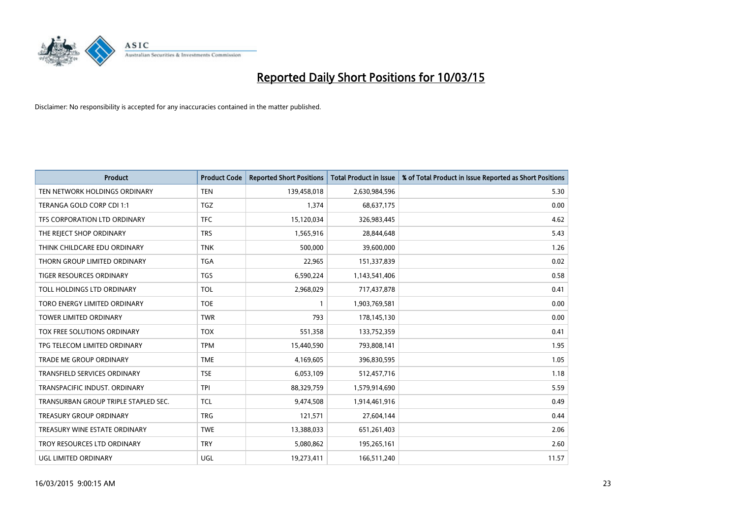# Reported Daily Short Positions for 10/03/15

Disclaimer: No responsibility is accepted for any inaccuracies contained in the matter published.

| Product | Product Code | Reported Short Positions | Total Product in Issue | % of Total Product in Issue Reported as Short Positions |
|---|---|---|---|---|
| TEN NETWORK HOLDINGS ORDINARY | TEN | 139,458,018 | 2,630,984,596 | 5.30 |
| TERANGA GOLD CORP CDI 1:1 | TGZ | 1,374 | 68,637,175 | 0.00 |
| TFS CORPORATION LTD ORDINARY | TFC | 15,120,034 | 326,983,445 | 4.62 |
| THE REJECT SHOP ORDINARY | TRS | 1,565,916 | 28,844,648 | 5.43 |
| THINK CHILDCARE EDU ORDINARY | TNK | 500,000 | 39,600,000 | 1.26 |
| THORN GROUP LIMITED ORDINARY | TGA | 22,965 | 151,337,839 | 0.02 |
| TIGER RESOURCES ORDINARY | TGS | 6,590,224 | 1,143,541,406 | 0.58 |
| TOLL HOLDINGS LTD ORDINARY | TOL | 2,968,029 | 717,437,878 | 0.41 |
| TORO ENERGY LIMITED ORDINARY | TOE | 1 | 1,903,769,581 | 0.00 |
| TOWER LIMITED ORDINARY | TWR | 793 | 178,145,130 | 0.00 |
| TOX FREE SOLUTIONS ORDINARY | TOX | 551,358 | 133,752,359 | 0.41 |
| TPG TELECOM LIMITED ORDINARY | TPM | 15,440,590 | 793,808,141 | 1.95 |
| TRADE ME GROUP ORDINARY | TME | 4,169,605 | 396,830,595 | 1.05 |
| TRANSFIELD SERVICES ORDINARY | TSE | 6,053,109 | 512,457,716 | 1.18 |
| TRANSPACIFIC INDUST. ORDINARY | TPI | 88,329,759 | 1,579,914,690 | 5.59 |
| TRANSURBAN GROUP TRIPLE STAPLED SEC. | TCL | 9,474,508 | 1,914,461,916 | 0.49 |
| TREASURY GROUP ORDINARY | TRG | 121,571 | 27,604,144 | 0.44 |
| TREASURY WINE ESTATE ORDINARY | TWE | 13,388,033 | 651,261,403 | 2.06 |
| TROY RESOURCES LTD ORDINARY | TRY | 5,080,862 | 195,265,161 | 2.60 |
| UGL LIMITED ORDINARY | UGL | 19,273,411 | 166,511,240 | 11.57 |

16/03/2015 9:00:15 AM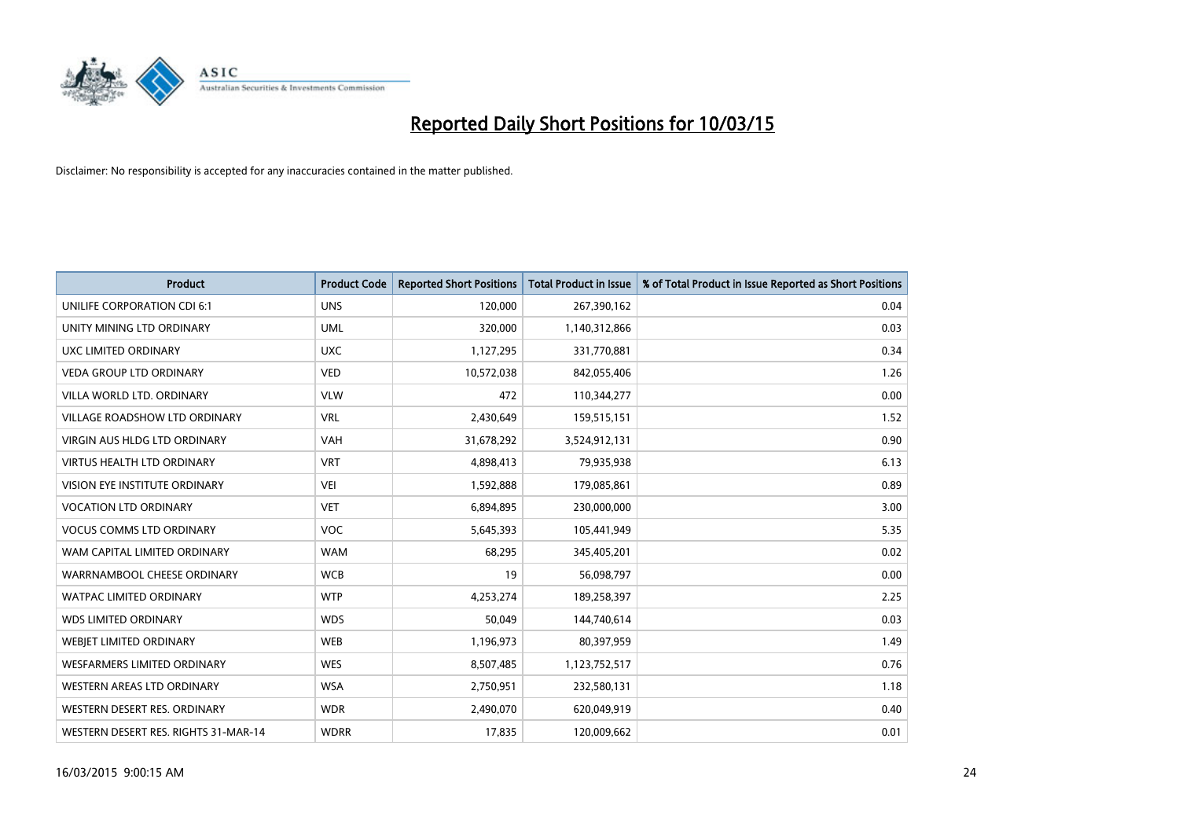# Reported Daily Short Positions for 10/03/15

Disclaimer: No responsibility is accepted for any inaccuracies contained in the matter published.

| Product | Product Code | Reported Short Positions | Total Product in Issue | % of Total Product in Issue Reported as Short Positions |
|---|---|---|---|---|
| UNILIFE CORPORATION CDI 6:1 | UNS | 120,000 | 267,390,162 | 0.04 |
| UNITY MINING LTD ORDINARY | UML | 320,000 | 1,140,312,866 | 0.03 |
| UXC LIMITED ORDINARY | UXC | 1,127,295 | 331,770,881 | 0.34 |
| VEDA GROUP LTD ORDINARY | VED | 10,572,038 | 842,055,406 | 1.26 |
| VILLA WORLD LTD. ORDINARY | VLW | 472 | 110,344,277 | 0.00 |
| VILLAGE ROADSHOW LTD ORDINARY | VRL | 2,430,649 | 159,515,151 | 1.52 |
| VIRGIN AUS HLDG LTD ORDINARY | VAH | 31,678,292 | 3,524,912,131 | 0.90 |
| VIRTUS HEALTH LTD ORDINARY | VRT | 4,898,413 | 79,935,938 | 6.13 |
| VISION EYE INSTITUTE ORDINARY | VEI | 1,592,888 | 179,085,861 | 0.89 |
| VOCATION LTD ORDINARY | VET | 6,894,895 | 230,000,000 | 3.00 |
| VOCUS COMMS LTD ORDINARY | VOC | 5,645,393 | 105,441,949 | 5.35 |
| WAM CAPITAL LIMITED ORDINARY | WAM | 68,295 | 345,405,201 | 0.02 |
| WARRNAMBOOL CHEESE ORDINARY | WCB | 19 | 56,098,797 | 0.00 |
| WATPAC LIMITED ORDINARY | WTP | 4,253,274 | 189,258,397 | 2.25 |
| WDS LIMITED ORDINARY | WDS | 50,049 | 144,740,614 | 0.03 |
| WEBJET LIMITED ORDINARY | WEB | 1,196,973 | 80,397,959 | 1.49 |
| WESFARMERS LIMITED ORDINARY | WES | 8,507,485 | 1,123,752,517 | 0.76 |
| WESTERN AREAS LTD ORDINARY | WSA | 2,750,951 | 232,580,131 | 1.18 |
| WESTERN DESERT RES. ORDINARY | WDR | 2,490,070 | 620,049,919 | 0.40 |
| WESTERN DESERT RES. RIGHTS 31-MAR-14 | WDRR | 17,835 | 120,009,662 | 0.01 |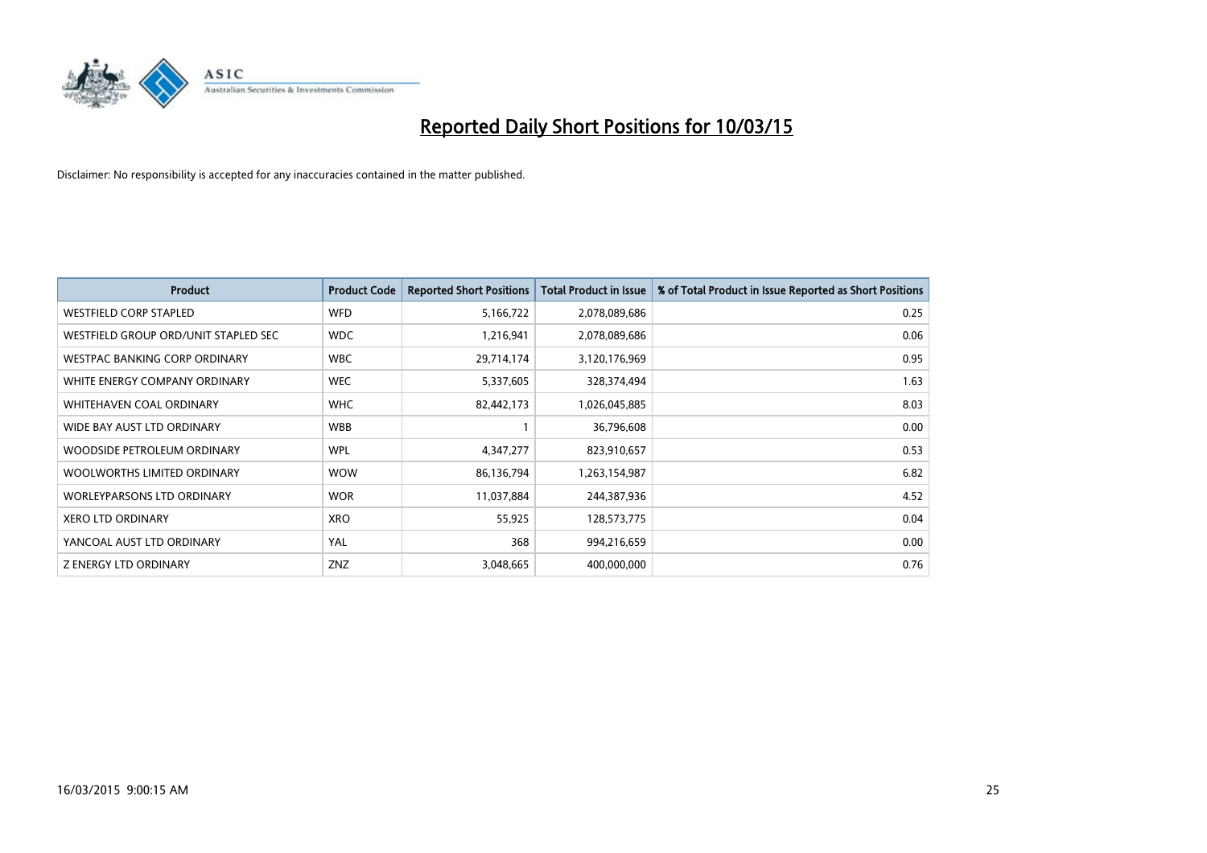# Reported Daily Short Positions for 10/03/15

Disclaimer: No responsibility is accepted for any inaccuracies contained in the matter published.

| Product | Product Code | Reported Short Positions | Total Product in Issue | % of Total Product in Issue Reported as Short Positions |
|---|---|---|---|---|
| WESTFIELD CORP STAPLED | WFD | 5,166,722 | 2,078,089,686 | 0.25 |
| WESTFIELD GROUP ORD/UNIT STAPLED SEC | WDC | 1,216,941 | 2,078,089,686 | 0.06 |
| WESTPAC BANKING CORP ORDINARY | WBC | 29,714,174 | 3,120,176,969 | 0.95 |
| WHITE ENERGY COMPANY ORDINARY | WEC | 5,337,605 | 328,374,494 | 1.63 |
| WHITEHAVEN COAL ORDINARY | WHC | 82,442,173 | 1,026,045,885 | 8.03 |
| WIDE BAY AUST LTD ORDINARY | WBB | 1 | 36,796,608 | 0.00 |
| WOODSIDE PETROLEUM ORDINARY | WPL | 4,347,277 | 823,910,657 | 0.53 |
| WOOLWORTHS LIMITED ORDINARY | WOW | 86,136,794 | 1,263,154,987 | 6.82 |
| WORLEYPARSONS LTD ORDINARY | WOR | 11,037,884 | 244,387,936 | 4.52 |
| XERO LTD ORDINARY | XRO | 55,925 | 128,573,775 | 0.04 |
| YANCOAL AUST LTD ORDINARY | YAL | 368 | 994,216,659 | 0.00 |
| Z ENERGY LTD ORDINARY | ZNZ | 3,048,665 | 400,000,000 | 0.76 |